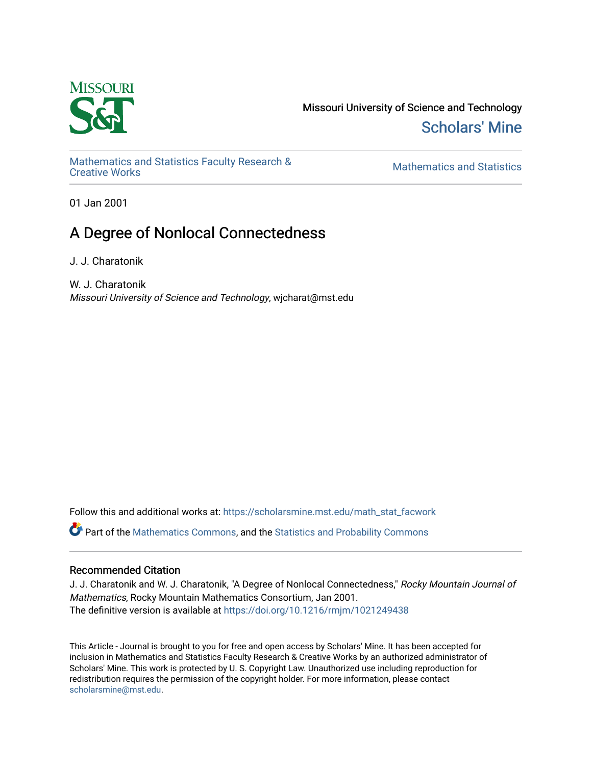Missouri University of Science and Technology

Scholars' Mine

Mathematics and Statistics Faculty Research & Creative Works

Mathematics and Statistics

01 Jan 2001

# A Degree of Nonlocal Connectedness

J. J. Charatonik

W. J. Charatonik

*Missouri University of Science and Technology*, wjcharat@mst.edu

Follow this and additional works at: https://scholarsmine.mst.edu/math_stat_facwork

Part of the Mathematics Commons, and the Statistics and Probability Commons

## Recommended Citation

J. J. Charatonik and W. J. Charatonik, "A Degree of Nonlocal Connectedness," *Rocky Mountain Journal of Mathematics*, Rocky Mountain Mathematics Consortium, Jan 2001.

The definitive version is available at https://doi.org/10.1216/rmjm/1021249438

This Article - Journal is brought to you for free and open access by Scholars' Mine. It has been accepted for inclusion in Mathematics and Statistics Faculty Research & Creative Works by an authorized administrator of Scholars' Mine. This work is protected by U. S. Copyright Law. Unauthorized use including reproduction for redistribution requires the permission of the copyright holder. For more information, please contact scholarsmine@mst.edu.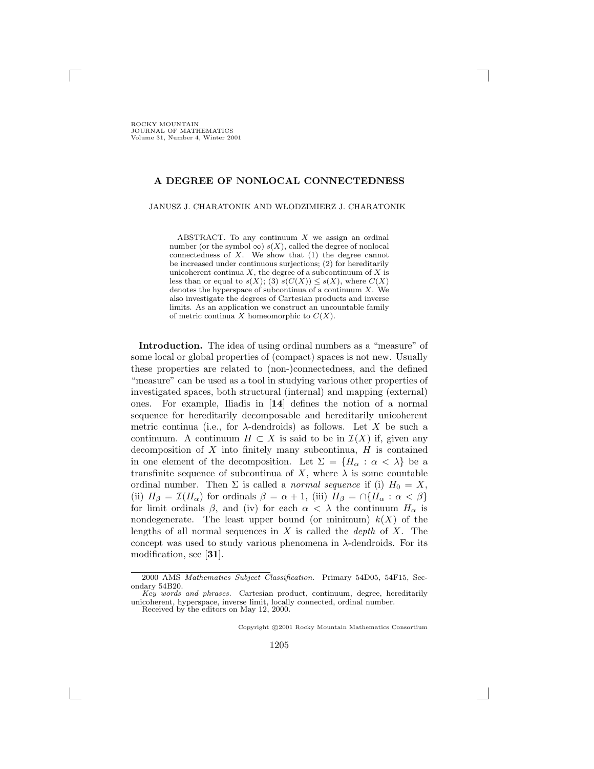# A DEGREE OF NONLOCAL CONNECTEDNESS

JANUSZ J. CHARATONIK AND WŁODZIMIERZ J. CHARATONIK

ABSTRACT. To any continuum $X$ we assign an ordinal number (or the symbol $\infty$) $s(X)$, called the degree of nonlocal connectedness of $X$. We show that (1) the degree cannot be increased under continuous surjections; (2) for hereditarily unicoherent continua $X$, the degree of a subcontinuum of $X$ is less than or equal to $s(X)$; (3) $s(C(X)) \leq s(X)$, where $C(X)$ denotes the hyperspace of subcontinua of a continuum $X$. We also investigate the degrees of Cartesian products and inverse limits. As an application we construct an uncountable family of metric continua $X$ homeomorphic to $C(X)$.

**Introduction.** The idea of using ordinal numbers as a "measure" of some local or global properties of (compact) spaces is not new. Usually these properties are related to (non-)connectedness, and the defined "measure" can be used as a tool in studying various other properties of investigated spaces, both structural (internal) and mapping (external) ones. For example, Iliadis in [**14**] defines the notion of a normal sequence for hereditarily decomposable and hereditarily unicoherent metric continua (i.e., for $\lambda$-dendroids) as follows. Let $X$ be such a continuum. A continuum $H \subset X$ is said to be in $\mathcal{I}(X)$ if, given any decomposition of $X$ into finitely many subcontinua, $H$ is contained in one element of the decomposition. Let $\Sigma = \{H_\alpha : \alpha < \lambda\}$ be a transfinite sequence of subcontinua of $X$, where $\lambda$ is some countable ordinal number. Then $\Sigma$ is called a *normal sequence* if (i) $H_0 = X$, (ii) $H_\beta = \mathcal{I}(H_\alpha)$ for ordinals $\beta = \alpha + 1$, (iii) $H_\beta = \cap\{H_\alpha : \alpha < \beta\}$ for limit ordinals $\beta$, and (iv) for each $\alpha < \lambda$ the continuum $H_\alpha$ is nondegenerate. The least upper bound (or minimum) $k(X)$ of the lengths of all normal sequences in $X$ is called the *depth* of $X$. The concept was used to study various phenomena in $\lambda$-dendroids. For its modification, see [**31**].

---

2000 AMS *Mathematics Subject Classification.* Primary 54D05, 54F15, Secondary 54B20.

*Key words and phrases.* Cartesian product, continuum, degree, hereditarily unicoherent, hyperspace, inverse limit, locally connected, ordinal number.

Received by the editors on May 12, 2000.

Copyright ©2001 Rocky Mountain Mathematics Consortium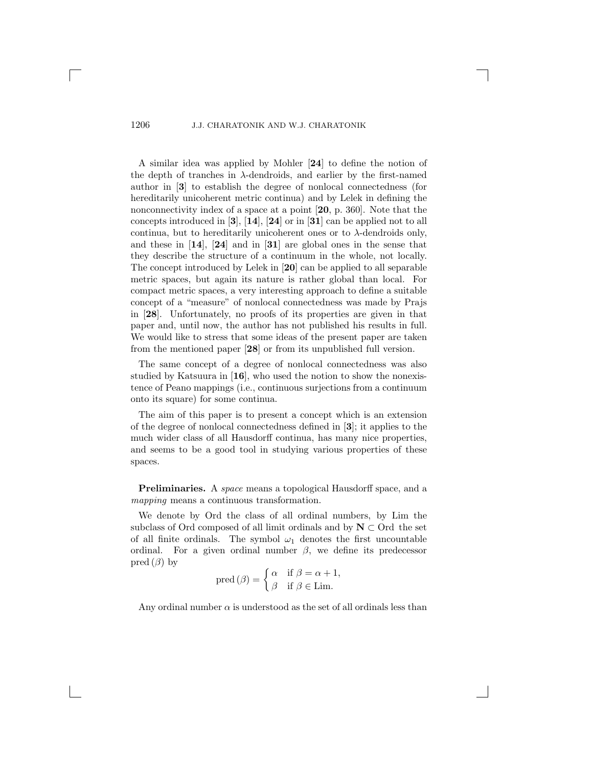A similar idea was applied by Mohler [**24**] to define the notion of the depth of tranches in $\lambda$-dendroids, and earlier by the first-named author in [**3**] to establish the degree of nonlocal connectedness (for hereditarily unicoherent metric continua) and by Lelek in defining the nonconnectivity index of a space at a point [**20**, p. 360]. Note that the concepts introduced in [**3**], [**14**], [**24**] or in [**31**] can be applied not to all continua, but to hereditarily unicoherent ones or to $\lambda$-dendroids only, and these in [**14**], [**24**] and in [**31**] are global ones in the sense that they describe the structure of a continuum in the whole, not locally. The concept introduced by Lelek in [**20**] can be applied to all separable metric spaces, but again its nature is rather global than local. For compact metric spaces, a very interesting approach to define a suitable concept of a "measure" of nonlocal connectedness was made by Prajs in [**28**]. Unfortunately, no proofs of its properties are given in that paper and, until now, the author has not published his results in full. We would like to stress that some ideas of the present paper are taken from the mentioned paper [**28**] or from its unpublished full version.

The same concept of a degree of nonlocal connectedness was also studied by Katsuura in [**16**], who used the notion to show the nonexistence of Peano mappings (i.e., continuous surjections from a continuum onto its square) for some continua.

The aim of this paper is to present a concept which is an extension of the degree of nonlocal connectedness defined in [**3**]; it applies to the much wider class of all Hausdorff continua, has many nice properties, and seems to be a good tool in studying various properties of these spaces.

**Preliminaries.** A *space* means a topological Hausdorff space, and a *mapping* means a continuous transformation.

We denote by Ord the class of all ordinal numbers, by Lim the subclass of Ord composed of all limit ordinals and by $\mathbf{N} \subset \mathrm{Ord}$ the set of all finite ordinals. The symbol $\omega_1$ denotes the first uncountable ordinal. For a given ordinal number $\beta$, we define its predecessor $\mathrm{pred}\,(\beta)$ by

$$\mathrm{pred}\,(\beta) = \begin{cases} \alpha & \text{if } \beta = \alpha + 1, \\ \beta & \text{if } \beta \in \mathrm{Lim}. \end{cases}$$

Any ordinal number $\alpha$ is understood as the set of all ordinals less than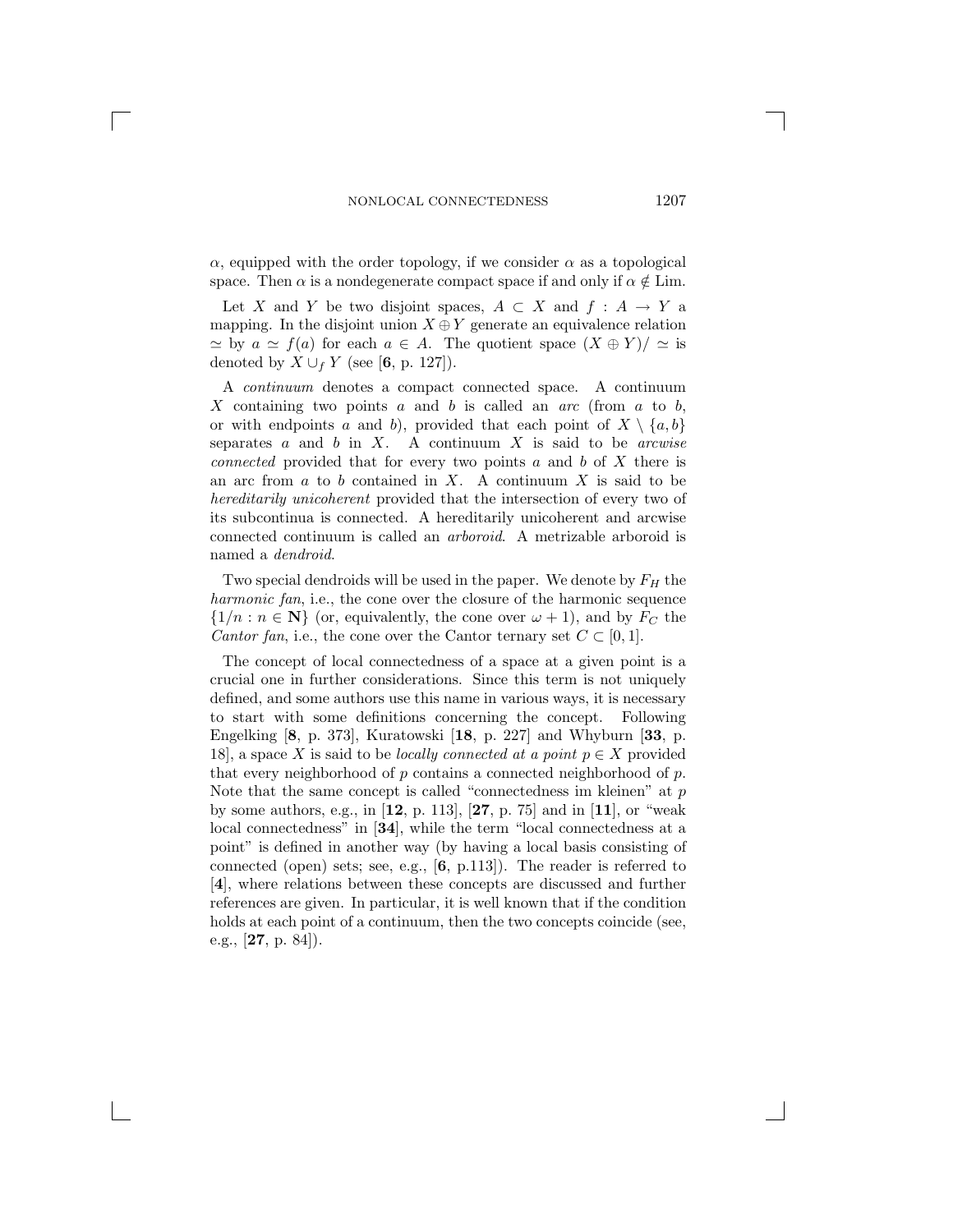$\alpha$, equipped with the order topology, if we consider $\alpha$ as a topological space. Then $\alpha$ is a nondegenerate compact space if and only if $\alpha \notin \text{Lim}$.

Let $X$ and $Y$ be two disjoint spaces, $A \subset X$ and $f : A \to Y$ a mapping. In the disjoint union $X \oplus Y$ generate an equivalence relation $\simeq$ by $a \simeq f(a)$ for each $a \in A$. The quotient space $(X \oplus Y)/\simeq$ is denoted by $X \cup_f Y$ (see [**6**, p. 127]).

A *continuum* denotes a compact connected space. A continuum $X$ containing two points $a$ and $b$ is called an *arc* (from $a$ to $b$, or with endpoints $a$ and $b$), provided that each point of $X \setminus \{a, b\}$ separates $a$ and $b$ in $X$. A continuum $X$ is said to be *arcwise connected* provided that for every two points $a$ and $b$ of $X$ there is an arc from $a$ to $b$ contained in $X$. A continuum $X$ is said to be *hereditarily unicoherent* provided that the intersection of every two of its subcontinua is connected. A hereditarily unicoherent and arcwise connected continuum is called an *arboroid*. A metrizable arboroid is named a *dendroid*.

Two special dendroids will be used in the paper. We denote by $F_H$ the *harmonic fan*, i.e., the cone over the closure of the harmonic sequence $\{1/n : n \in \mathbf{N}\}$ (or, equivalently, the cone over $\omega + 1$), and by $F_C$ the *Cantor fan*, i.e., the cone over the Cantor ternary set $C \subset [0, 1]$.

The concept of local connectedness of a space at a given point is a crucial one in further considerations. Since this term is not uniquely defined, and some authors use this name in various ways, it is necessary to start with some definitions concerning the concept. Following Engelking [**8**, p. 373], Kuratowski [**18**, p. 227] and Whyburn [**33**, p. 18], a space $X$ is said to be *locally connected at a point* $p \in X$ provided that every neighborhood of $p$ contains a connected neighborhood of $p$. Note that the same concept is called "connectedness im kleinen" at $p$ by some authors, e.g., in [**12**, p. 113], [**27**, p. 75] and in [**11**], or "weak local connectedness" in [**34**], while the term "local connectedness at a point" is defined in another way (by having a local basis consisting of connected (open) sets; see, e.g., [**6**, p.113]). The reader is referred to [**4**], where relations between these concepts are discussed and further references are given. In particular, it is well known that if the condition holds at each point of a continuum, then the two concepts coincide (see, e.g., [**27**, p. 84]).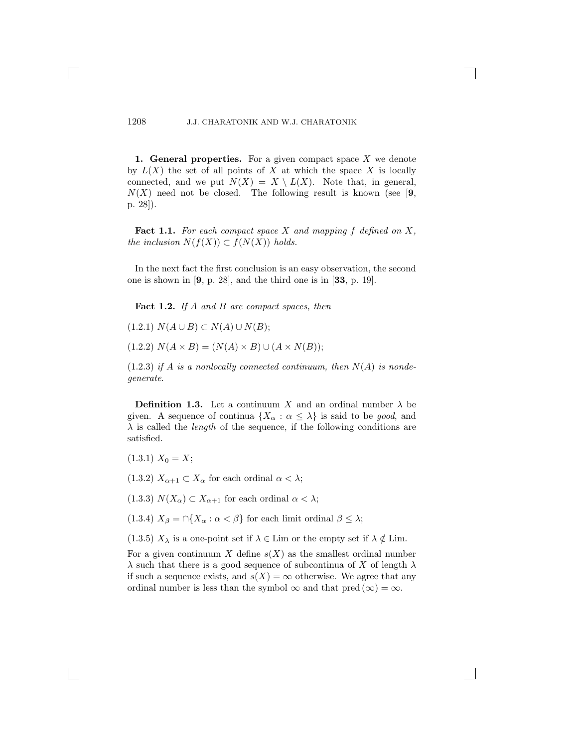**1. General properties.** For a given compact space $X$ we denote by $L(X)$ the set of all points of $X$ at which the space $X$ is locally connected, and we put $N(X) = X \setminus L(X)$. Note that, in general, $N(X)$ need not be closed. The following result is known (see [**9**, p. 28]).

**Fact 1.1.** *For each compact space $X$ and mapping $f$ defined on $X$, the inclusion $N(f(X)) \subset f(N(X))$ holds.*

In the next fact the first conclusion is an easy observation, the second one is shown in [**9**, p. 28], and the third one is in [**33**, p. 19].

**Fact 1.2.** *If $A$ and $B$ are compact spaces, then*

(1.2.1) $N(A \cup B) \subset N(A) \cup N(B)$;

(1.2.2) $N(A \times B) = (N(A) \times B) \cup (A \times N(B))$;

(1.2.3) *if $A$ is a nonlocally connected continuum, then $N(A)$ is nondegenerate.*

**Definition 1.3.** Let a continuum $X$ and an ordinal number $\lambda$ be given. A sequence of continua $\{X_\alpha : \alpha \leq \lambda\}$ is said to be *good*, and $\lambda$ is called the *length* of the sequence, if the following conditions are satisfied.

(1.3.1) $X_0 = X$;

(1.3.2) $X_{\alpha+1} \subset X_\alpha$ for each ordinal $\alpha < \lambda$;

(1.3.3) $N(X_\alpha) \subset X_{\alpha+1}$ for each ordinal $\alpha < \lambda$;

(1.3.4) $X_\beta = \cap\{X_\alpha : \alpha < \beta\}$ for each limit ordinal $\beta \leq \lambda$;

(1.3.5) $X_\lambda$ is a one-point set if $\lambda \in \mathrm{Lim}$ or the empty set if $\lambda \notin \mathrm{Lim}$.

For a given continuum $X$ define $s(X)$ as the smallest ordinal number $\lambda$ such that there is a good sequence of subcontinua of $X$ of length $\lambda$ if such a sequence exists, and $s(X) = \infty$ otherwise. We agree that any ordinal number is less than the symbol $\infty$ and that $\mathrm{pred}\,(\infty) = \infty$.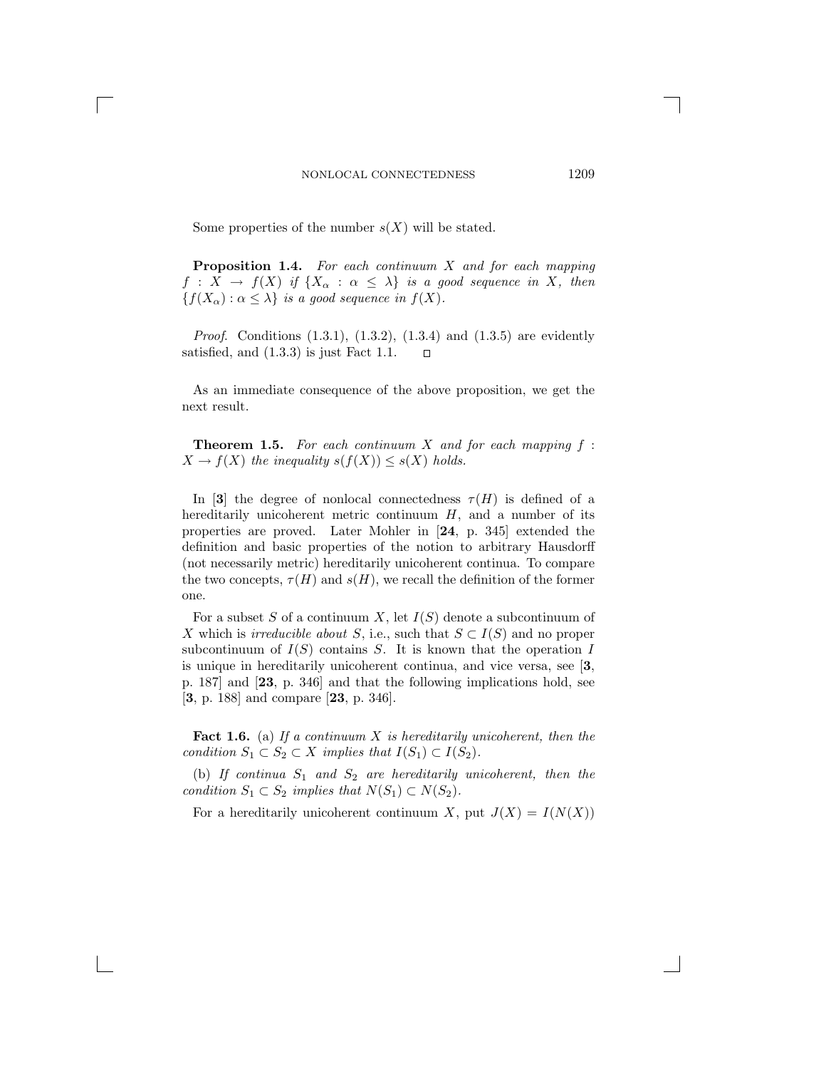Some properties of the number $s(X)$ will be stated.

**Proposition 1.4.** *For each continuum $X$ and for each mapping $f : X \to f(X)$ if $\{X_\alpha : \alpha \leq \lambda\}$ is a good sequence in $X$, then $\{f(X_\alpha) : \alpha \leq \lambda\}$ is a good sequence in $f(X)$.*

*Proof*. Conditions (1.3.1), (1.3.2), (1.3.4) and (1.3.5) are evidently satisfied, and (1.3.3) is just Fact 1.1. □

As an immediate consequence of the above proposition, we get the next result.

**Theorem 1.5.** *For each continuum $X$ and for each mapping $f : X \to f(X)$ the inequality $s(f(X)) \leq s(X)$ holds.*

In [**3**] the degree of nonlocal connectedness $\tau(H)$ is defined of a hereditarily unicoherent metric continuum $H$, and a number of its properties are proved. Later Mohler in [**24**, p. 345] extended the definition and basic properties of the notion to arbitrary Hausdorff (not necessarily metric) hereditarily unicoherent continua. To compare the two concepts, $\tau(H)$ and $s(H)$, we recall the definition of the former one.

For a subset $S$ of a continuum $X$, let $I(S)$ denote a subcontinuum of $X$ which is *irreducible about* $S$, i.e., such that $S \subset I(S)$ and no proper subcontinuum of $I(S)$ contains $S$. It is known that the operation $I$ is unique in hereditarily unicoherent continua, and vice versa, see [**3**, p. 187] and [**23**, p. 346] and that the following implications hold, see [**3**, p. 188] and compare [**23**, p. 346].

**Fact 1.6.** (a) *If a continuum $X$ is hereditarily unicoherent, then the condition $S_1 \subset S_2 \subset X$ implies that $I(S_1) \subset I(S_2)$.*

(b) *If continua $S_1$ and $S_2$ are hereditarily unicoherent, then the condition $S_1 \subset S_2$ implies that $N(S_1) \subset N(S_2)$.*

For a hereditarily unicoherent continuum $X$, put $J(X) = I(N(X))$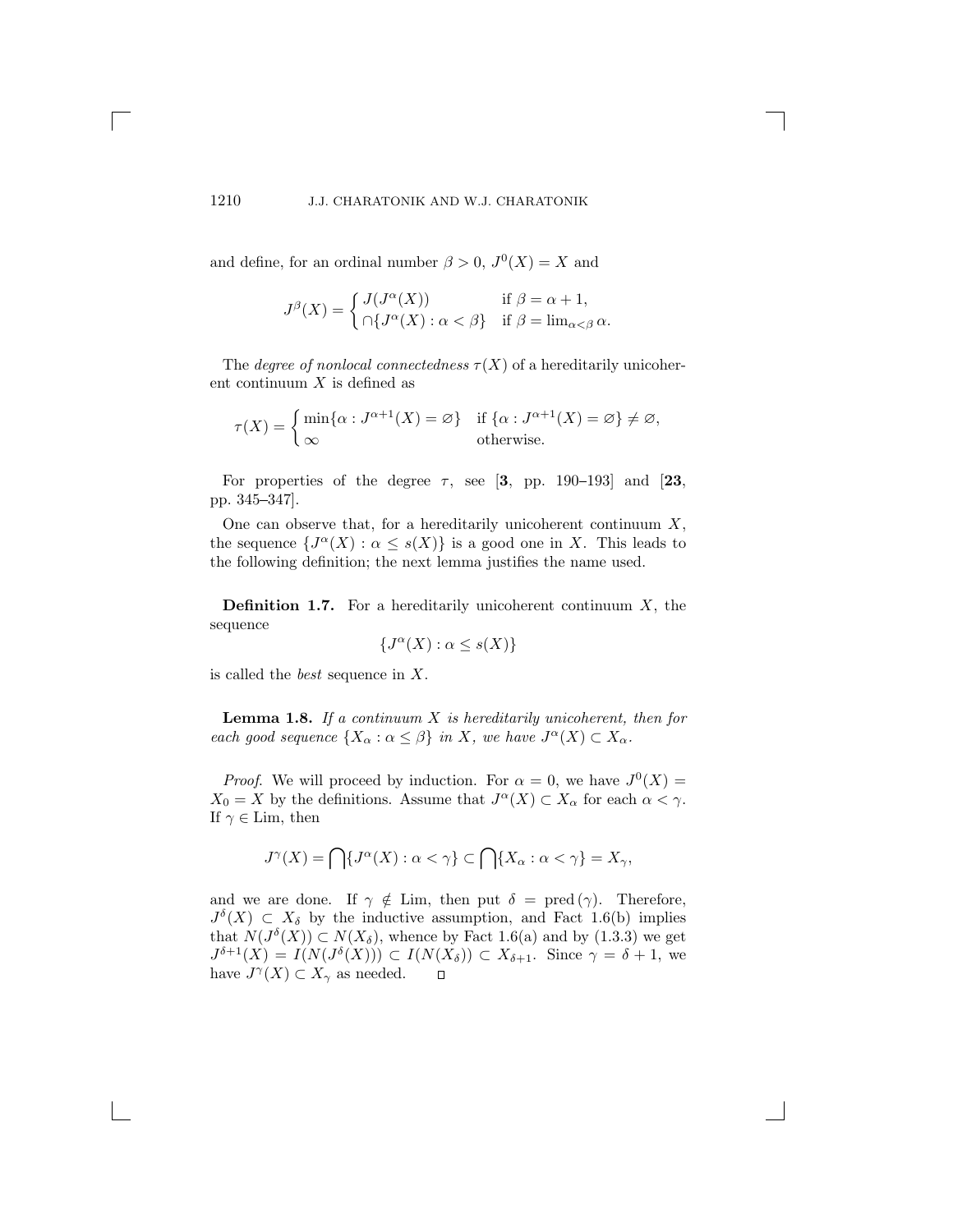and define, for an ordinal number $\beta > 0$, $J^0(X) = X$ and

$$J^\beta(X) = \begin{cases} J(J^\alpha(X)) & \text{if } \beta = \alpha + 1, \\ \cap\{J^\alpha(X) : \alpha < \beta\} & \text{if } \beta = \lim_{\alpha<\beta} \alpha. \end{cases}$$

The *degree of nonlocal connectedness* $\tau(X)$ of a hereditarily unicoherent continuum $X$ is defined as

$$\tau(X) = \begin{cases} \min\{\alpha : J^{\alpha+1}(X) = \varnothing\} & \text{if } \{\alpha : J^{\alpha+1}(X) = \varnothing\} \neq \varnothing, \\ \infty & \text{otherwise.} \end{cases}$$

For properties of the degree $\tau$, see [**3**, pp. 190–193] and [**23**, pp. 345–347].

One can observe that, for a hereditarily unicoherent continuum $X$, the sequence $\{J^\alpha(X) : \alpha \le s(X)\}$ is a good one in $X$. This leads to the following definition; the next lemma justifies the name used.

**Definition 1.7.** For a hereditarily unicoherent continuum $X$, the sequence

$$\{J^\alpha(X) : \alpha \le s(X)\}$$

is called the *best* sequence in $X$.

**Lemma 1.8.** *If a continuum $X$ is hereditarily unicoherent, then for each good sequence $\{X_\alpha : \alpha \le \beta\}$ in $X$, we have $J^\alpha(X) \subset X_\alpha$.*

*Proof.* We will proceed by induction. For $\alpha = 0$, we have $J^0(X) = X_0 = X$ by the definitions. Assume that $J^\alpha(X) \subset X_\alpha$ for each $\alpha < \gamma$. If $\gamma \in \mathrm{Lim}$, then

$$J^\gamma(X) = \bigcap\{J^\alpha(X) : \alpha < \gamma\} \subset \bigcap\{X_\alpha : \alpha < \gamma\} = X_\gamma,$$

and we are done. If $\gamma \notin \mathrm{Lim}$, then put $\delta = \mathrm{pred}\,(\gamma)$. Therefore, $J^\delta(X) \subset X_\delta$ by the inductive assumption, and Fact 1.6(b) implies that $N(J^\delta(X)) \subset N(X_\delta)$, whence by Fact 1.6(a) and by (1.3.3) we get $J^{\delta+1}(X) = I(N(J^\delta(X))) \subset I(N(X_\delta)) \subset X_{\delta+1}$. Since $\gamma = \delta + 1$, we have $J^\gamma(X) \subset X_\gamma$ as needed. $\square$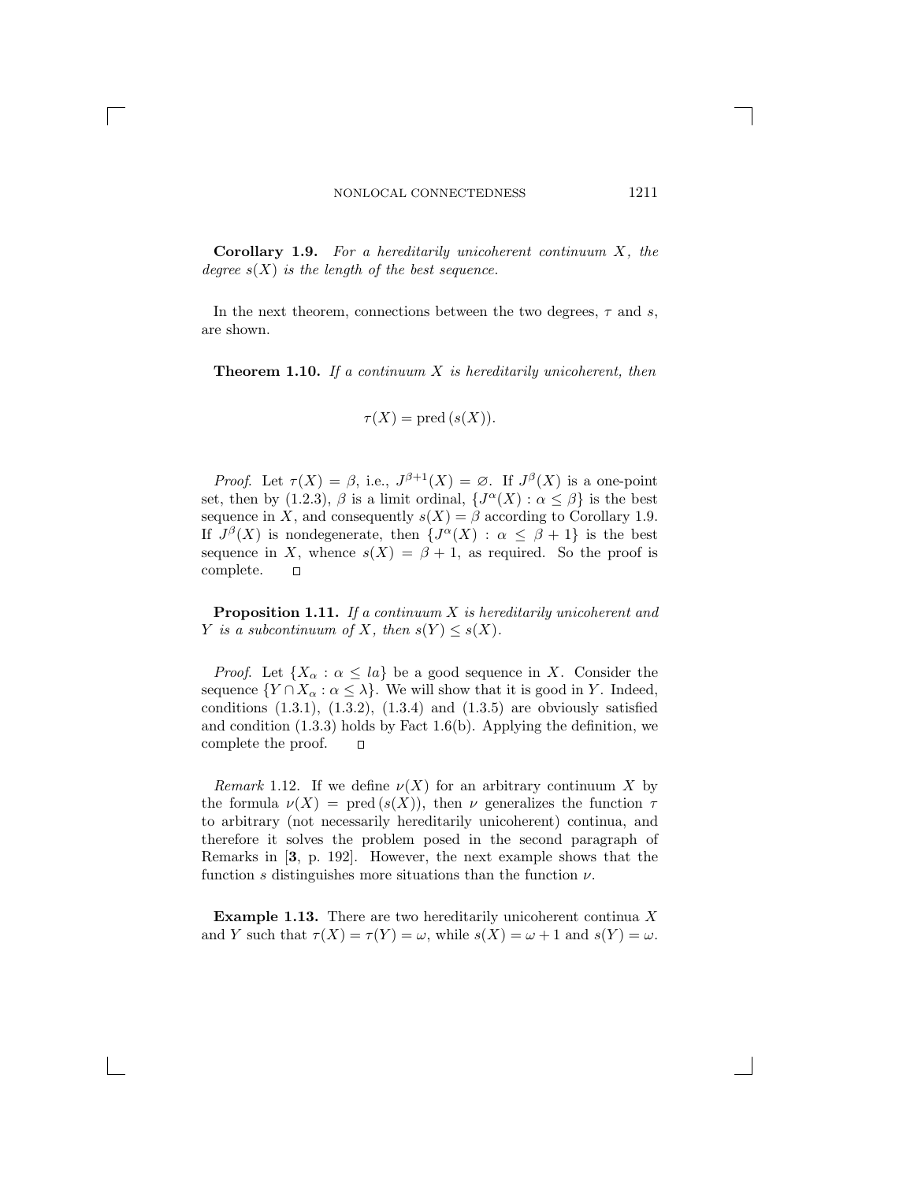**Corollary 1.9.** *For a hereditarily unicoherent continuum $X$, the degree $s(X)$ is the length of the best sequence.*

In the next theorem, connections between the two degrees, $\tau$ and $s$, are shown.

**Theorem 1.10.** *If a continuum $X$ is hereditarily unicoherent, then*

$$\tau(X) = \operatorname{pred}(s(X)).$$

*Proof.* Let $\tau(X) = \beta$, i.e., $J^{\beta+1}(X) = \varnothing$. If $J^{\beta}(X)$ is a one-point set, then by (1.2.3), $\beta$ is a limit ordinal, $\{J^{\alpha}(X) : \alpha \leq \beta\}$ is the best sequence in $X$, and consequently $s(X) = \beta$ according to Corollary 1.9. If $J^{\beta}(X)$ is nondegenerate, then $\{J^{\alpha}(X) : \alpha \leq \beta + 1\}$ is the best sequence in $X$, whence $s(X) = \beta + 1$, as required. So the proof is complete. □

**Proposition 1.11.** *If a continuum $X$ is hereditarily unicoherent and $Y$ is a subcontinuum of $X$, then $s(Y) \leq s(X)$.*

*Proof.* Let $\{X_{\alpha} : \alpha \leq la\}$ be a good sequence in $X$. Consider the sequence $\{Y \cap X_{\alpha} : \alpha \leq \lambda\}$. We will show that it is good in $Y$. Indeed, conditions (1.3.1), (1.3.2), (1.3.4) and (1.3.5) are obviously satisfied and condition (1.3.3) holds by Fact 1.6(b). Applying the definition, we complete the proof. □

*Remark* 1.12. If we define $\nu(X)$ for an arbitrary continuum $X$ by the formula $\nu(X) = \operatorname{pred}(s(X))$, then $\nu$ generalizes the function $\tau$ to arbitrary (not necessarily hereditarily unicoherent) continua, and therefore it solves the problem posed in the second paragraph of Remarks in [**3**, p. 192]. However, the next example shows that the function $s$ distinguishes more situations than the function $\nu$.

**Example 1.13.** There are two hereditarily unicoherent continua $X$ and $Y$ such that $\tau(X) = \tau(Y) = \omega$, while $s(X) = \omega + 1$ and $s(Y) = \omega$.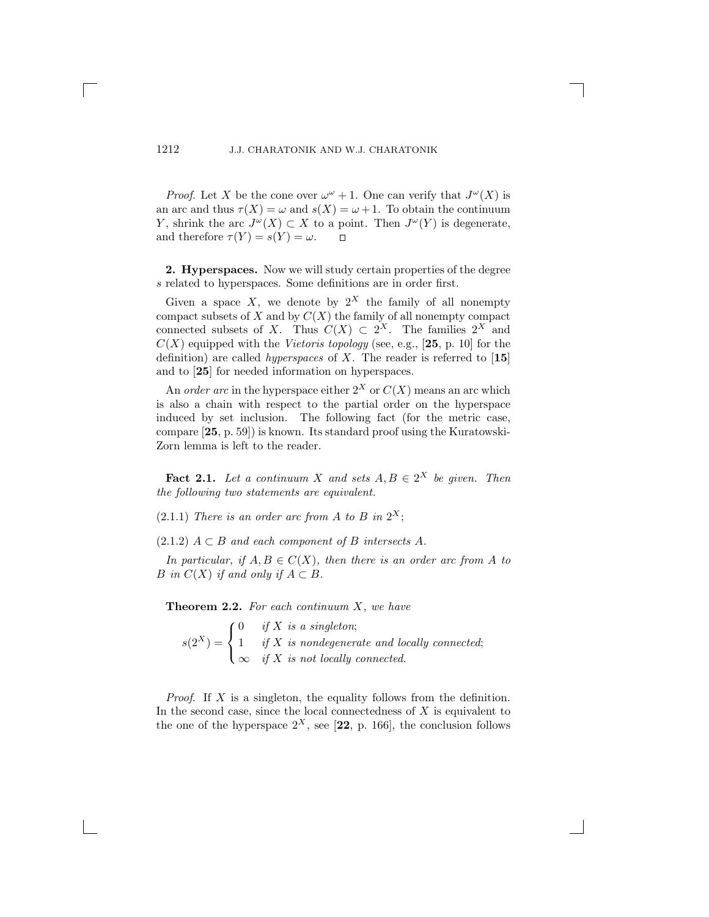*Proof*. Let $X$ be the cone over $\omega^\omega + 1$. One can verify that $J^\omega(X)$ is an arc and thus $\tau(X) = \omega$ and $s(X) = \omega + 1$. To obtain the continuum $Y$, shrink the arc $J^\omega(X) \subset X$ to a point. Then $J^\omega(Y)$ is degenerate, and therefore $\tau(Y) = s(Y) = \omega$. $\square$

**2. Hyperspaces.** Now we will study certain properties of the degree $s$ related to hyperspaces. Some definitions are in order first.

Given a space $X$, we denote by $2^X$ the family of all nonempty compact subsets of $X$ and by $C(X)$ the family of all nonempty compact connected subsets of $X$. Thus $C(X) \subset 2^X$. The families $2^X$ and $C(X)$ equipped with the *Vietoris topology* (see, e.g., [**25**, p. 10] for the definition) are called *hyperspaces* of $X$. The reader is referred to [**15**] and to [**25**] for needed information on hyperspaces.

An *order arc* in the hyperspace either $2^X$ or $C(X)$ means an arc which is also a chain with respect to the partial order on the hyperspace induced by set inclusion. The following fact (for the metric case, compare [**25**, p. 59]) is known. Its standard proof using the Kuratowski-Zorn lemma is left to the reader.

**Fact 2.1.** *Let a continuum $X$ and sets $A, B \in 2^X$ be given. Then the following two statements are equivalent.*

(2.1.1) *There is an order arc from $A$ to $B$ in $2^X$;*

(2.1.2) *$A \subset B$ and each component of $B$ intersects $A$.*

*In particular, if $A, B \in C(X)$, then there is an order arc from $A$ to $B$ in $C(X)$ if and only if $A \subset B$.*

**Theorem 2.2.** *For each continuum $X$, we have*

$$s(2^X) = \begin{cases} 0 & \text{if } X \text{ is a singleton;} \\ 1 & \text{if } X \text{ is nondegenerate and locally connected;} \\ \infty & \text{if } X \text{ is not locally connected.} \end{cases}$$

*Proof*. If $X$ is a singleton, the equality follows from the definition. In the second case, since the local connectedness of $X$ is equivalent to the one of the hyperspace $2^X$, see [**22**, p. 166], the conclusion follows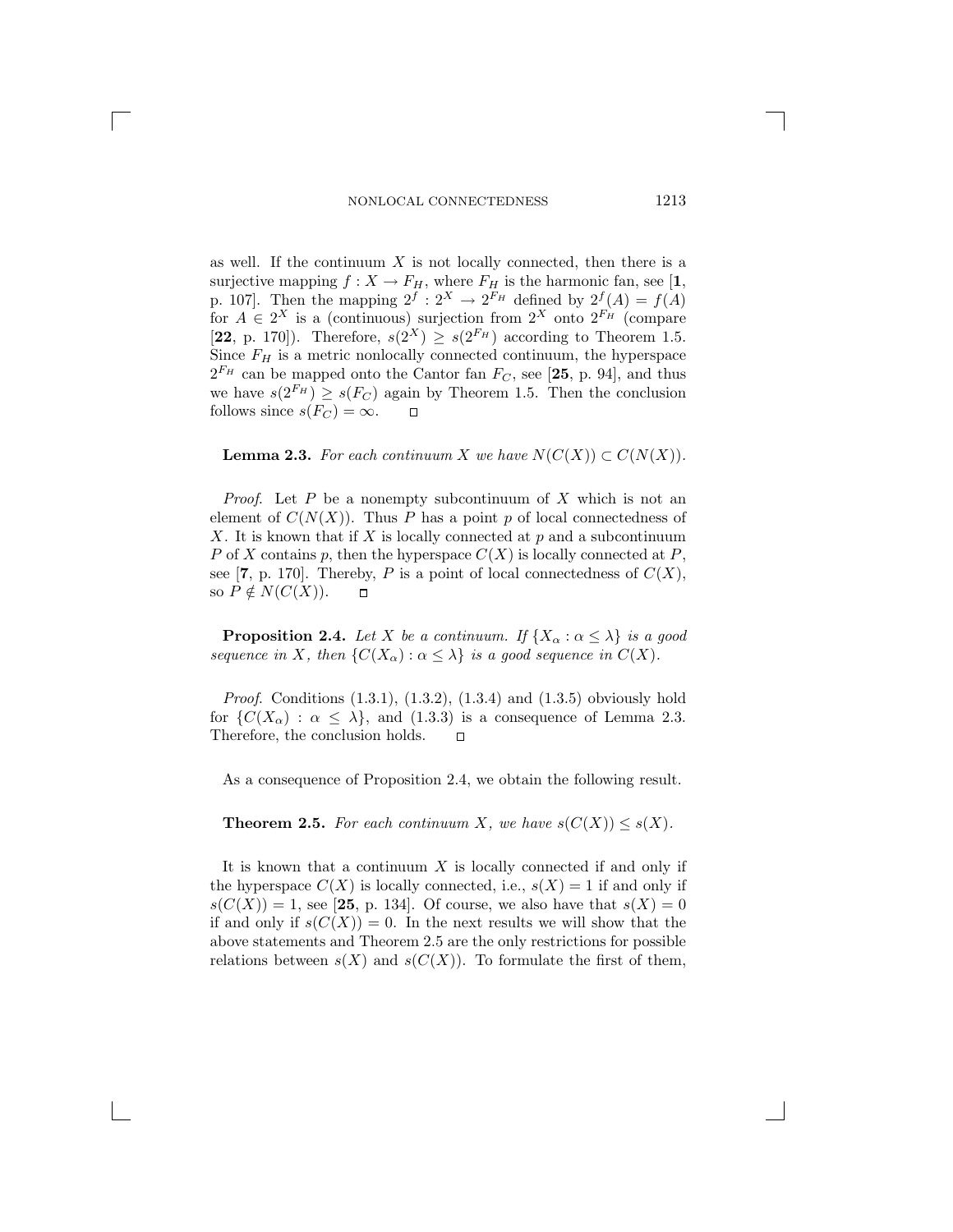as well. If the continuum $X$ is not locally connected, then there is a surjective mapping $f : X \to F_H$, where $F_H$ is the harmonic fan, see [**1**, p. 107]. Then the mapping $2^f : 2^X \to 2^{F_H}$ defined by $2^f(A) = f(A)$ for $A \in 2^X$ is a (continuous) surjection from $2^X$ onto $2^{F_H}$ (compare [**22**, p. 170]). Therefore, $s(2^X) \geq s(2^{F_H})$ according to Theorem 1.5. Since $F_H$ is a metric nonlocally connected continuum, the hyperspace $2^{F_H}$ can be mapped onto the Cantor fan $F_C$, see [**25**, p. 94], and thus we have $s(2^{F_H}) \geq s(F_C)$ again by Theorem 1.5. Then the conclusion follows since $s(F_C) = \infty$. □

**Lemma 2.3.** *For each continuum $X$ we have $N(C(X)) \subset C(N(X))$.*

*Proof*. Let $P$ be a nonempty subcontinuum of $X$ which is not an element of $C(N(X))$. Thus $P$ has a point $p$ of local connectedness of $X$. It is known that if $X$ is locally connected at $p$ and a subcontinuum $P$ of $X$ contains $p$, then the hyperspace $C(X)$ is locally connected at $P$, see [**7**, p. 170]. Thereby, $P$ is a point of local connectedness of $C(X)$, so $P \notin N(C(X))$. □

**Proposition 2.4.** *Let $X$ be a continuum. If $\{X_\alpha : \alpha \leq \lambda\}$ is a good sequence in $X$, then $\{C(X_\alpha) : \alpha \leq \lambda\}$ is a good sequence in $C(X)$.*

*Proof*. Conditions (1.3.1), (1.3.2), (1.3.4) and (1.3.5) obviously hold for $\{C(X_\alpha) : \alpha \leq \lambda\}$, and (1.3.3) is a consequence of Lemma 2.3. Therefore, the conclusion holds. □

As a consequence of Proposition 2.4, we obtain the following result.

**Theorem 2.5.** *For each continuum $X$, we have $s(C(X)) \leq s(X)$.*

It is known that a continuum $X$ is locally connected if and only if the hyperspace $C(X)$ is locally connected, i.e., $s(X) = 1$ if and only if $s(C(X)) = 1$, see [**25**, p. 134]. Of course, we also have that $s(X) = 0$ if and only if $s(C(X)) = 0$. In the next results we will show that the above statements and Theorem 2.5 are the only restrictions for possible relations between $s(X)$ and $s(C(X))$. To formulate the first of them,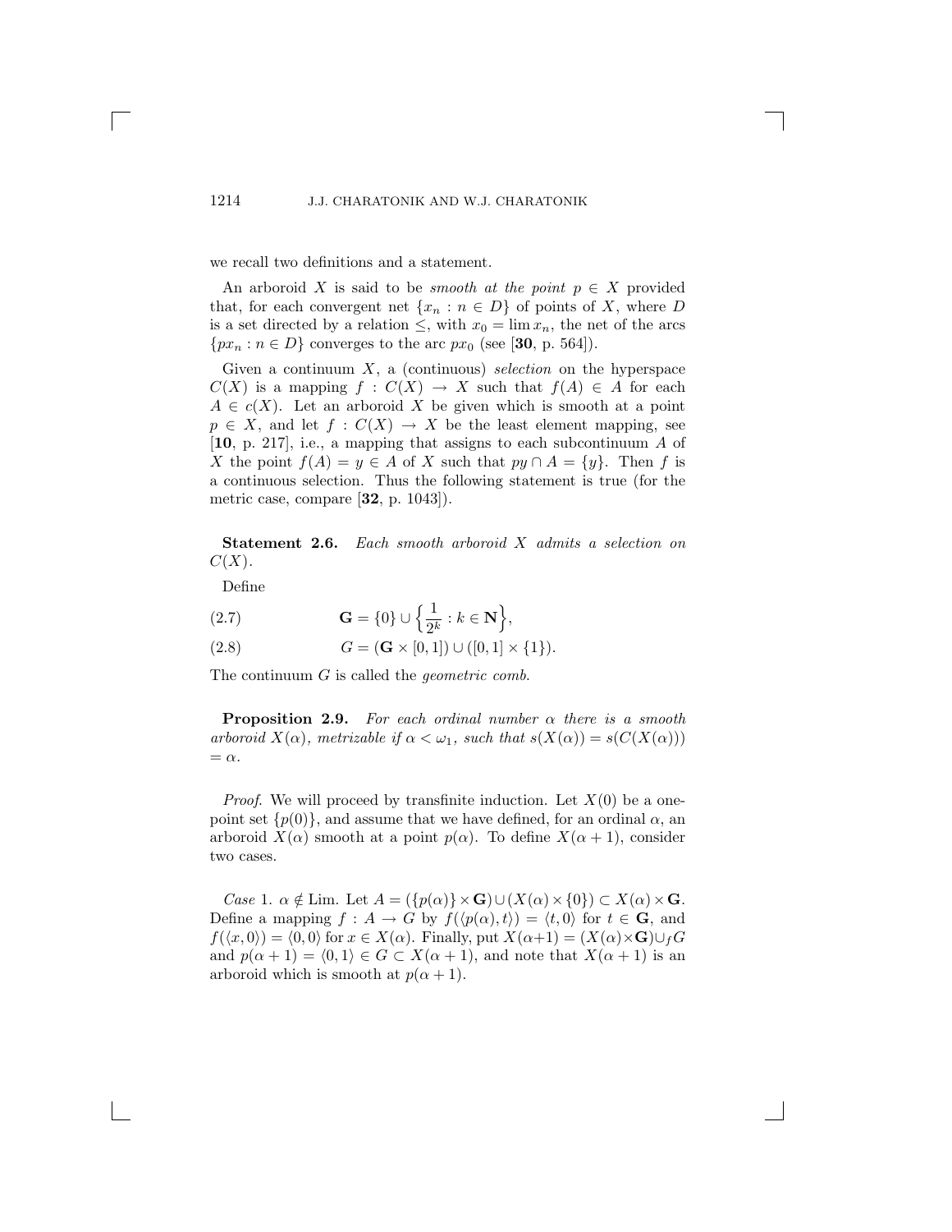we recall two definitions and a statement.

An arboroid $X$ is said to be *smooth at the point* $p \in X$ provided that, for each convergent net $\{x_n : n \in D\}$ of points of $X$, where $D$ is a set directed by a relation $\leq$, with $x_0 = \lim x_n$, the net of the arcs $\{px_n : n \in D\}$ converges to the arc $px_0$ (see [**30**, p. 564]).

Given a continuum $X$, a (continuous) *selection* on the hyperspace $C(X)$ is a mapping $f : C(X) \to X$ such that $f(A) \in A$ for each $A \in c(X)$. Let an arboroid $X$ be given which is smooth at a point $p \in X$, and let $f : C(X) \to X$ be the least element mapping, see [**10**, p. 217], i.e., a mapping that assigns to each subcontinuum $A$ of $X$ the point $f(A) = y \in A$ of $X$ such that $py \cap A = \{y\}$. Then $f$ is a continuous selection. Thus the following statement is true (for the metric case, compare [**32**, p. 1043]).

**Statement 2.6.** *Each smooth arboroid $X$ admits a selection on $C(X)$.*

Define

$$\mathbf{G} = \{0\} \cup \left\{ \frac{1}{2^k} : k \in \mathbf{N} \right\}, \tag{2.7}$$

$$G = (\mathbf{G} \times [0, 1]) \cup ([0, 1] \times \{1\}). \tag{2.8}$$

The continuum $G$ is called the *geometric comb*.

**Proposition 2.9.** *For each ordinal number $\alpha$ there is a smooth arboroid $X(\alpha)$, metrizable if $\alpha < \omega_1$, such that $s(X(\alpha)) = s(C(X(\alpha))) = \alpha$.*

*Proof*. We will proceed by transfinite induction. Let $X(0)$ be a one-point set $\{p(0)\}$, and assume that we have defined, for an ordinal $\alpha$, an arboroid $X(\alpha)$ smooth at a point $p(\alpha)$. To define $X(\alpha + 1)$, consider two cases.

*Case* 1. $\alpha \notin \mathrm{Lim}$. Let $A = (\{p(\alpha)\} \times \mathbf{G}) \cup (X(\alpha) \times \{0\}) \subset X(\alpha) \times \mathbf{G}$. Define a mapping $f : A \to G$ by $f(\langle p(\alpha), t \rangle) = \langle t, 0 \rangle$ for $t \in \mathbf{G}$, and $f(\langle x, 0 \rangle) = \langle 0, 0 \rangle$ for $x \in X(\alpha)$. Finally, put $X(\alpha+1) = (X(\alpha) \times \mathbf{G}) \cup_f G$ and $p(\alpha + 1) = \langle 0, 1 \rangle \in G \subset X(\alpha + 1)$, and note that $X(\alpha + 1)$ is an arboroid which is smooth at $p(\alpha + 1)$.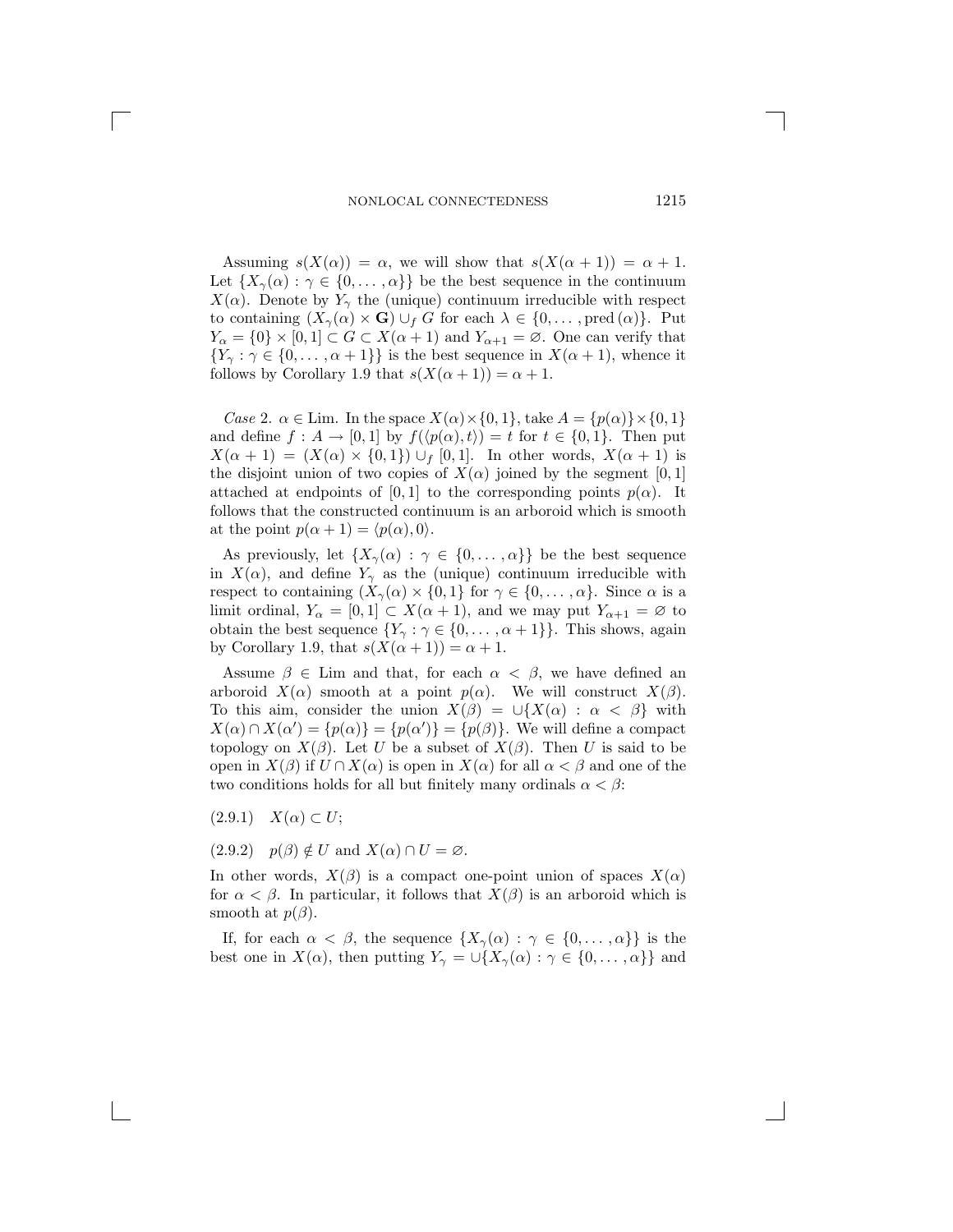Assuming $s(X(\alpha)) = \alpha$, we will show that $s(X(\alpha+1)) = \alpha+1$. Let $\{X_\gamma(\alpha) : \gamma \in \{0, \dots, \alpha\}\}$ be the best sequence in the continuum $X(\alpha)$. Denote by $Y_\gamma$ the (unique) continuum irreducible with respect to containing $(X_\gamma(\alpha) \times \mathbf{G}) \cup_f G$ for each $\lambda \in \{0, \dots, \operatorname{pred}(\alpha)\}$. Put $Y_\alpha = \{0\} \times [0,1] \subset G \subset X(\alpha+1)$ and $Y_{\alpha+1} = \varnothing$. One can verify that $\{Y_\gamma : \gamma \in \{0, \dots, \alpha+1\}\}$ is the best sequence in $X(\alpha+1)$, whence it follows by Corollary 1.9 that $s(X(\alpha+1)) = \alpha+1$.

*Case* 2. $\alpha \in \mathrm{Lim}$. In the space $X(\alpha) \times \{0,1\}$, take $A = \{p(\alpha)\} \times \{0,1\}$ and define $f : A \to [0,1]$ by $f(\langle p(\alpha), t\rangle) = t$ for $t \in \{0,1\}$. Then put $X(\alpha+1) = (X(\alpha) \times \{0,1\}) \cup_f [0,1]$. In other words, $X(\alpha+1)$ is the disjoint union of two copies of $X(\alpha)$ joined by the segment $[0,1]$ attached at endpoints of $[0,1]$ to the corresponding points $p(\alpha)$. It follows that the constructed continuum is an arboroid which is smooth at the point $p(\alpha+1) = \langle p(\alpha), 0\rangle$.

As previously, let $\{X_\gamma(\alpha) : \gamma \in \{0, \dots, \alpha\}\}$ be the best sequence in $X(\alpha)$, and define $Y_\gamma$ as the (unique) continuum irreducible with respect to containing $(X_\gamma(\alpha) \times \{0,1\}$ for $\gamma \in \{0, \dots, \alpha\}$. Since $\alpha$ is a limit ordinal, $Y_\alpha = [0,1] \subset X(\alpha+1)$, and we may put $Y_{\alpha+1} = \varnothing$ to obtain the best sequence $\{Y_\gamma : \gamma \in \{0, \dots, \alpha+1\}\}$. This shows, again by Corollary 1.9, that $s(X(\alpha+1)) = \alpha+1$.

Assume $\beta \in \mathrm{Lim}$ and that, for each $\alpha < \beta$, we have defined an arboroid $X(\alpha)$ smooth at a point $p(\alpha)$. We will construct $X(\beta)$. To this aim, consider the union $X(\beta) = \cup\{X(\alpha) : \alpha < \beta\}$ with $X(\alpha) \cap X(\alpha') = \{p(\alpha)\} = \{p(\alpha')\} = \{p(\beta)\}$. We will define a compact topology on $X(\beta)$. Let $U$ be a subset of $X(\beta)$. Then $U$ is said to be open in $X(\beta)$ if $U \cap X(\alpha)$ is open in $X(\alpha)$ for all $\alpha < \beta$ and one of the two conditions holds for all but finitely many ordinals $\alpha < \beta$:

(2.9.1) $\quad X(\alpha) \subset U$;

(2.9.2) $\quad p(\beta) \notin U$ and $X(\alpha) \cap U = \varnothing$.

In other words, $X(\beta)$ is a compact one-point union of spaces $X(\alpha)$ for $\alpha < \beta$. In particular, it follows that $X(\beta)$ is an arboroid which is smooth at $p(\beta)$.

If, for each $\alpha < \beta$, the sequence $\{X_\gamma(\alpha) : \gamma \in \{0, \dots, \alpha\}\}$ is the best one in $X(\alpha)$, then putting $Y_\gamma = \cup\{X_\gamma(\alpha) : \gamma \in \{0, \dots, \alpha\}\}$ and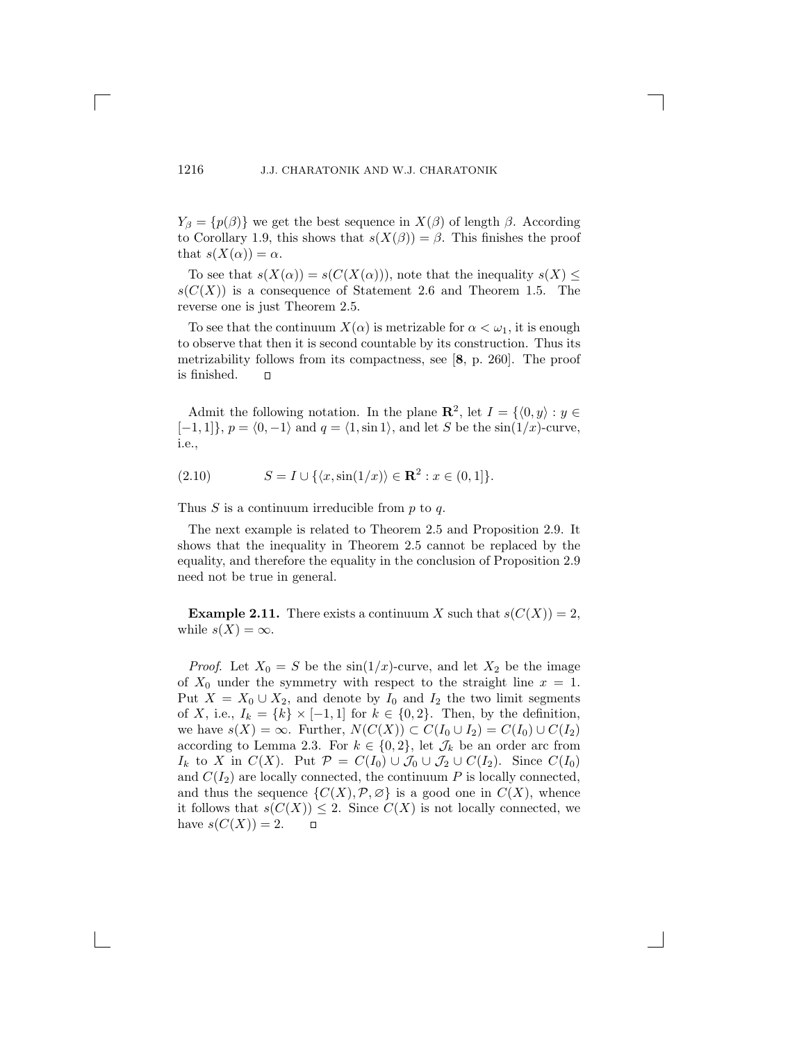$Y_\beta = \{p(\beta)\}$ we get the best sequence in $X(\beta)$ of length $\beta$. According to Corollary 1.9, this shows that $s(X(\beta)) = \beta$. This finishes the proof that $s(X(\alpha)) = \alpha$.

To see that $s(X(\alpha)) = s(C(X(\alpha)))$, note that the inequality $s(X) \leq s(C(X))$ is a consequence of Statement 2.6 and Theorem 1.5. The reverse one is just Theorem 2.5.

To see that the continuum $X(\alpha)$ is metrizable for $\alpha < \omega_1$, it is enough to observe that then it is second countable by its construction. Thus its metrizability follows from its compactness, see [**8**, p. 260]. The proof is finished. $\square$

Admit the following notation. In the plane $\mathbf{R}^2$, let $I = \{\langle 0, y\rangle : y \in [-1, 1]\}$, $p = \langle 0, -1\rangle$ and $q = \langle 1, \sin 1\rangle$, and let $S$ be the $\sin(1/x)$-curve, i.e.,

$$S = I \cup \{\langle x, \sin(1/x)\rangle \in \mathbf{R}^2 : x \in (0, 1]\}. \tag{2.10}$$

Thus $S$ is a continuum irreducible from $p$ to $q$.

The next example is related to Theorem 2.5 and Proposition 2.9. It shows that the inequality in Theorem 2.5 cannot be replaced by the equality, and therefore the equality in the conclusion of Proposition 2.9 need not be true in general.

**Example 2.11.** There exists a continuum $X$ such that $s(C(X)) = 2$, while $s(X) = \infty$.

*Proof.* Let $X_0 = S$ be the $\sin(1/x)$-curve, and let $X_2$ be the image of $X_0$ under the symmetry with respect to the straight line $x = 1$. Put $X = X_0 \cup X_2$, and denote by $I_0$ and $I_2$ the two limit segments of $X$, i.e., $I_k = \{k\} \times [-1, 1]$ for $k \in \{0, 2\}$. Then, by the definition, we have $s(X) = \infty$. Further, $N(C(X)) \subset C(I_0 \cup I_2) = C(I_0) \cup C(I_2)$ according to Lemma 2.3. For $k \in \{0, 2\}$, let $\mathcal{J}_k$ be an order arc from $I_k$ to $X$ in $C(X)$. Put $\mathcal{P} = C(I_0) \cup \mathcal{J}_0 \cup \mathcal{J}_2 \cup C(I_2)$. Since $C(I_0)$ and $C(I_2)$ are locally connected, the continuum $P$ is locally connected, and thus the sequence $\{C(X), \mathcal{P}, \varnothing\}$ is a good one in $C(X)$, whence it follows that $s(C(X)) \leq 2$. Since $C(X)$ is not locally connected, we have $s(C(X)) = 2$. $\square$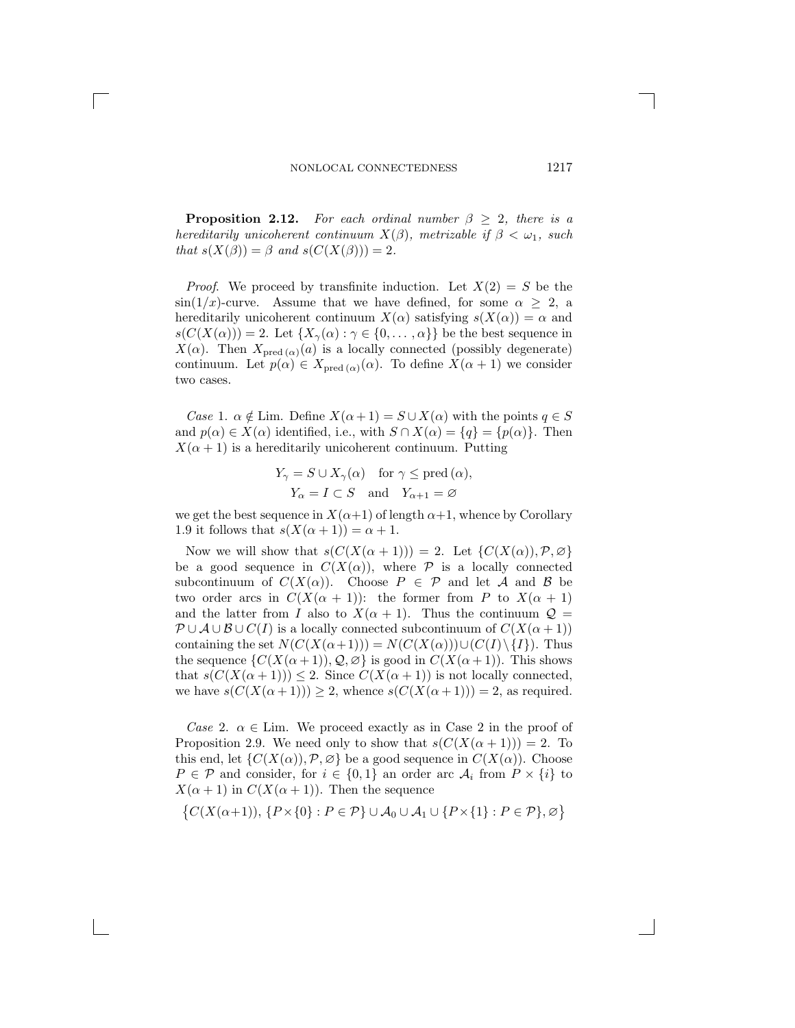**Proposition 2.12.** *For each ordinal number $\beta \geq 2$, there is a hereditarily unicoherent continuum $X(\beta)$, metrizable if $\beta < \omega_1$, such that $s(X(\beta)) = \beta$ and $s(C(X(\beta))) = 2$.*

*Proof.* We proceed by transfinite induction. Let $X(2) = S$ be the $\sin(1/x)$-curve. Assume that we have defined, for some $\alpha \geq 2$, a hereditarily unicoherent continuum $X(\alpha)$ satisfying $s(X(\alpha)) = \alpha$ and $s(C(X(\alpha))) = 2$. Let $\{X_\gamma(\alpha) : \gamma \in \{0, \ldots, \alpha\}\}$ be the best sequence in $X(\alpha)$. Then $X_{\mathrm{pred}\,(\alpha)}(a)$ is a locally connected (possibly degenerate) continuum. Let $p(\alpha) \in X_{\mathrm{pred}\,(\alpha)}(\alpha)$. To define $X(\alpha+1)$ we consider two cases.

*Case* 1. $\alpha \notin \mathrm{Lim}$. Define $X(\alpha+1) = S \cup X(\alpha)$ with the points $q \in S$ and $p(\alpha) \in X(\alpha)$ identified, i.e., with $S \cap X(\alpha) = \{q\} = \{p(\alpha)\}$. Then $X(\alpha+1)$ is a hereditarily unicoherent continuum. Putting

$$Y_\gamma = S \cup X_\gamma(\alpha) \quad \text{for } \gamma \leq \mathrm{pred}\,(\alpha),$$
$$Y_\alpha = I \subset S \quad \text{and} \quad Y_{\alpha+1} = \varnothing$$

we get the best sequence in $X(\alpha+1)$ of length $\alpha+1$, whence by Corollary 1.9 it follows that $s(X(\alpha+1)) = \alpha+1$.

Now we will show that $s(C(X(\alpha+1))) = 2$. Let $\{C(X(\alpha)), \mathcal{P}, \varnothing\}$ be a good sequence in $C(X(\alpha))$, where $\mathcal{P}$ is a locally connected subcontinuum of $C(X(\alpha))$. Choose $P \in \mathcal{P}$ and let $\mathcal{A}$ and $\mathcal{B}$ be two order arcs in $C(X(\alpha+1))$: the former from $P$ to $X(\alpha+1)$ and the latter from $I$ also to $X(\alpha+1)$. Thus the continuum $\mathcal{Q} = \mathcal{P} \cup \mathcal{A} \cup \mathcal{B} \cup C(I)$ is a locally connected subcontinuum of $C(X(\alpha+1))$ containing the set $N(C(X(\alpha+1))) = N(C(X(\alpha))) \cup (C(I) \setminus \{I\})$. Thus the sequence $\{C(X(\alpha+1)), \mathcal{Q}, \varnothing\}$ is good in $C(X(\alpha+1))$. This shows that $s(C(X(\alpha+1))) \leq 2$. Since $C(X(\alpha+1))$ is not locally connected, we have $s(C(X(\alpha+1))) \geq 2$, whence $s(C(X(\alpha+1))) = 2$, as required.

*Case* 2. $\alpha \in \mathrm{Lim}$. We proceed exactly as in Case 2 in the proof of Proposition 2.9. We need only to show that $s(C(X(\alpha+1))) = 2$. To this end, let $\{C(X(\alpha)), \mathcal{P}, \varnothing\}$ be a good sequence in $C(X(\alpha))$. Choose $P \in \mathcal{P}$ and consider, for $i \in \{0, 1\}$ an order arc $\mathcal{A}_i$ from $P \times \{i\}$ to $X(\alpha+1)$ in $C(X(\alpha+1))$. Then the sequence

$$\big\{C(X(\alpha+1)),\, \{P \times \{0\} : P \in \mathcal{P}\} \cup \mathcal{A}_0 \cup \mathcal{A}_1 \cup \{P \times \{1\} : P \in \mathcal{P}\}, \varnothing\big\}$$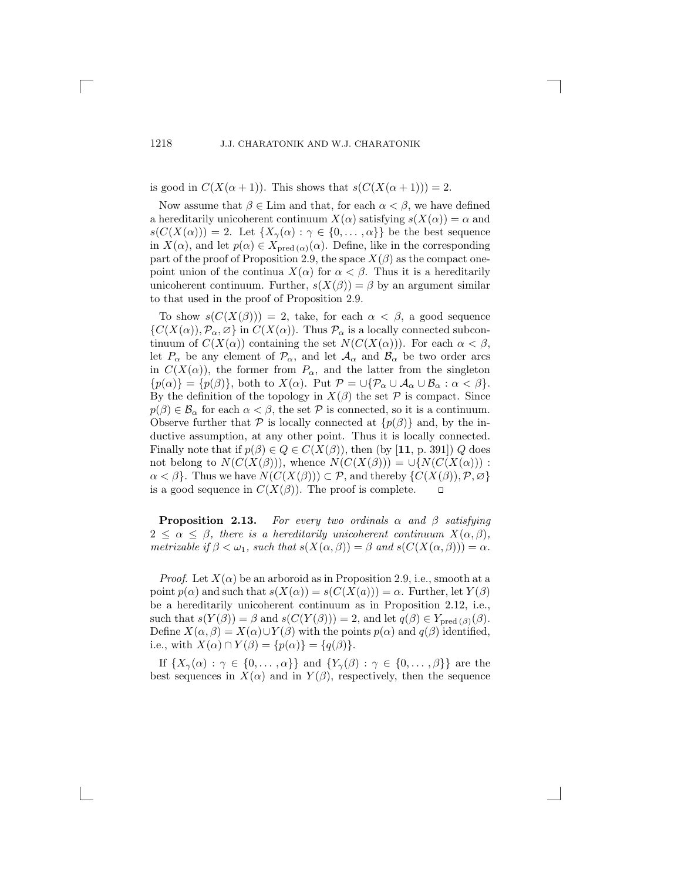is good in $C(X(\alpha+1))$. This shows that $s(C(X(\alpha+1))) = 2$.

Now assume that $\beta \in \mathrm{Lim}$ and that, for each $\alpha < \beta$, we have defined a hereditarily unicoherent continuum $X(\alpha)$ satisfying $s(X(\alpha)) = \alpha$ and $s(C(X(\alpha))) = 2$. Let $\{X_\gamma(\alpha) : \gamma \in \{0, \dots, \alpha\}\}$ be the best sequence in $X(\alpha)$, and let $p(\alpha) \in X_{\mathrm{pred}\,(\alpha)}(\alpha)$. Define, like in the corresponding part of the proof of Proposition 2.9, the space $X(\beta)$ as the compact one-point union of the continua $X(\alpha)$ for $\alpha < \beta$. Thus it is a hereditarily unicoherent continuum. Further, $s(X(\beta)) = \beta$ by an argument similar to that used in the proof of Proposition 2.9.

To show $s(C(X(\beta))) = 2$, take, for each $\alpha < \beta$, a good sequence $\{C(X(\alpha)), \mathcal{P}_\alpha, \varnothing\}$ in $C(X(\alpha))$. Thus $\mathcal{P}_\alpha$ is a locally connected subcontinuum of $C(X(\alpha))$ containing the set $N(C(X(\alpha)))$. For each $\alpha < \beta$, let $P_\alpha$ be any element of $\mathcal{P}_\alpha$, and let $\mathcal{A}_\alpha$ and $\mathcal{B}_\alpha$ be two order arcs in $C(X(\alpha))$, the former from $P_\alpha$, and the latter from the singleton $\{p(\alpha)\} = \{p(\beta)\}$, both to $X(\alpha)$. Put $\mathcal{P} = \cup\{\mathcal{P}_\alpha \cup \mathcal{A}_\alpha \cup \mathcal{B}_\alpha : \alpha < \beta\}$. By the definition of the topology in $X(\beta)$ the set $\mathcal{P}$ is compact. Since $p(\beta) \in \mathcal{B}_\alpha$ for each $\alpha < \beta$, the set $\mathcal{P}$ is connected, so it is a continuum. Observe further that $\mathcal{P}$ is locally connected at $\{p(\beta)\}$ and, by the inductive assumption, at any other point. Thus it is locally connected. Finally note that if $p(\beta) \in Q \in C(X(\beta))$, then (by [**11**, p. 391]) $Q$ does not belong to $N(C(X(\beta)))$, whence $N(C(X(\beta))) = \cup\{N(C(X(\alpha))) : \alpha < \beta\}$. Thus we have $N(C(X(\beta))) \subset \mathcal{P}$, and thereby $\{C(X(\beta)), \mathcal{P}, \varnothing\}$ is a good sequence in $C(X(\beta))$. The proof is complete. $\square$

**Proposition 2.13.** *For every two ordinals $\alpha$ and $\beta$ satisfying $2 \le \alpha \le \beta$, there is a hereditarily unicoherent continuum $X(\alpha, \beta)$, metrizable if $\beta < \omega_1$, such that $s(X(\alpha, \beta)) = \beta$ and $s(C(X(\alpha, \beta))) = \alpha$.*

*Proof.* Let $X(\alpha)$ be an arboroid as in Proposition 2.9, i.e., smooth at a point $p(\alpha)$ and such that $s(X(\alpha)) = s(C(X(a))) = \alpha$. Further, let $Y(\beta)$ be a hereditarily unicoherent continuum as in Proposition 2.12, i.e., such that $s(Y(\beta)) = \beta$ and $s(C(Y(\beta))) = 2$, and let $q(\beta) \in Y_{\mathrm{pred}\,(\beta)}(\beta)$. Define $X(\alpha, \beta) = X(\alpha) \cup Y(\beta)$ with the points $p(\alpha)$ and $q(\beta)$ identified, i.e., with $X(\alpha) \cap Y(\beta) = \{p(\alpha)\} = \{q(\beta)\}$.

If $\{X_\gamma(\alpha) : \gamma \in \{0, \dots, \alpha\}\}$ and $\{Y_\gamma(\beta) : \gamma \in \{0, \dots, \beta\}\}$ are the best sequences in $X(\alpha)$ and in $Y(\beta)$, respectively, then the sequence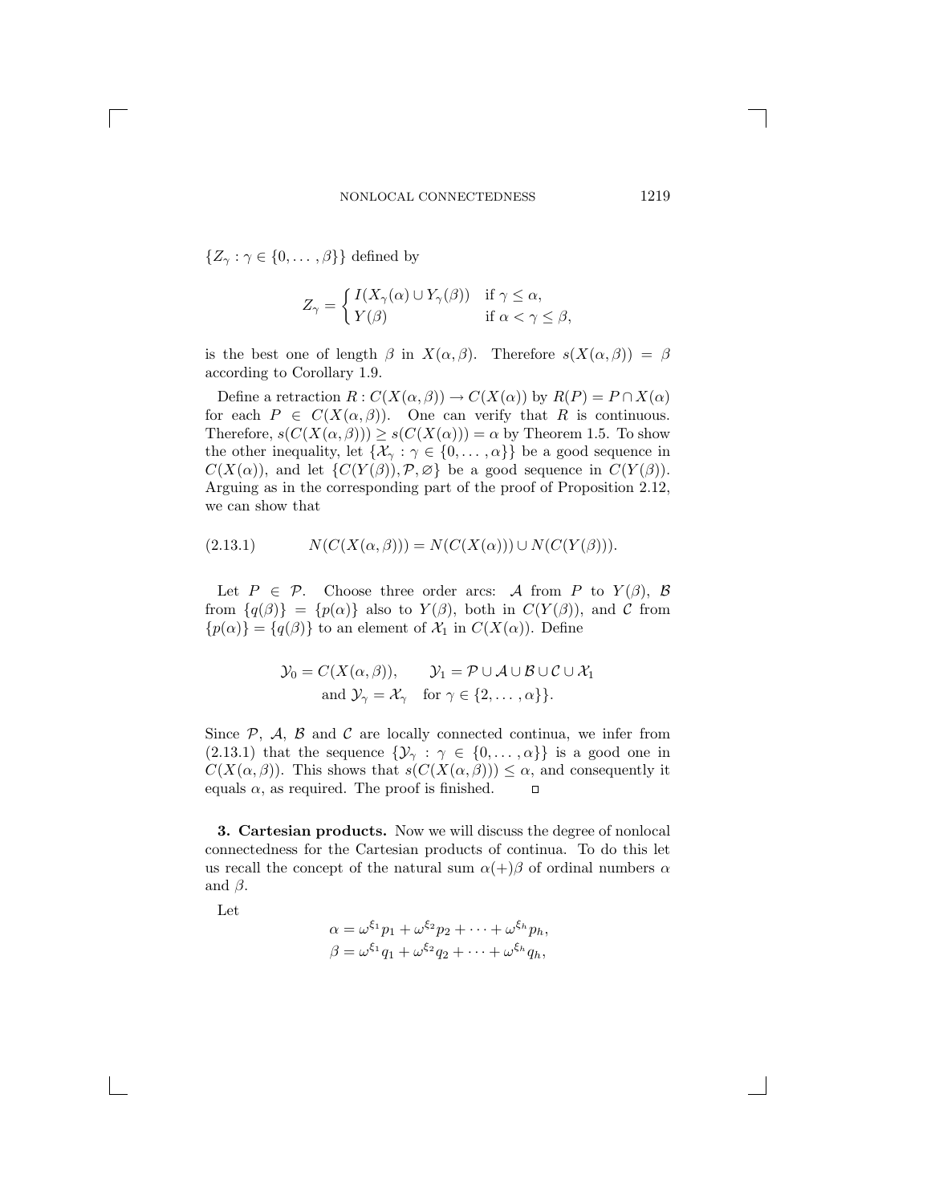$\{Z_\gamma : \gamma \in \{0, \dots, \beta\}\}$ defined by

$$Z_\gamma = \begin{cases} I(X_\gamma(\alpha) \cup Y_\gamma(\beta)) & \text{if } \gamma \le \alpha, \\ Y(\beta) & \text{if } \alpha < \gamma \le \beta, \end{cases}$$

is the best one of length $\beta$ in $X(\alpha, \beta)$. Therefore $s(X(\alpha, \beta)) = \beta$ according to Corollary 1.9.

Define a retraction $R : C(X(\alpha, \beta)) \to C(X(\alpha))$ by $R(P) = P \cap X(\alpha)$ for each $P \in C(X(\alpha, \beta))$. One can verify that $R$ is continuous. Therefore, $s(C(X(\alpha, \beta))) \ge s(C(X(\alpha))) = \alpha$ by Theorem 1.5. To show the other inequality, let $\{\mathcal{X}_\gamma : \gamma \in \{0, \dots, \alpha\}\}$ be a good sequence in $C(X(\alpha))$, and let $\{C(Y(\beta)), \mathcal{P}, \varnothing\}$ be a good sequence in $C(Y(\beta))$. Arguing as in the corresponding part of the proof of Proposition 2.12, we can show that

$$N(C(X(\alpha, \beta))) = N(C(X(\alpha))) \cup N(C(Y(\beta))). \tag{2.13.1}$$

Let $P \in \mathcal{P}$. Choose three order arcs: $\mathcal{A}$ from $P$ to $Y(\beta)$, $\mathcal{B}$ from $\{q(\beta)\} = \{p(\alpha)\}$ also to $Y(\beta)$, both in $C(Y(\beta))$, and $\mathcal{C}$ from $\{p(\alpha)\} = \{q(\beta)\}$ to an element of $\mathcal{X}_1$ in $C(X(\alpha))$. Define

$$\mathcal{Y}_0 = C(X(\alpha, \beta)), \qquad \mathcal{Y}_1 = \mathcal{P} \cup \mathcal{A} \cup \mathcal{B} \cup \mathcal{C} \cup \mathcal{X}_1$$
$$\text{and } \mathcal{Y}_\gamma = \mathcal{X}_\gamma \quad \text{for } \gamma \in \{2, \dots, \alpha\}\}.$$

Since $\mathcal{P}$, $\mathcal{A}$, $\mathcal{B}$ and $\mathcal{C}$ are locally connected continua, we infer from (2.13.1) that the sequence $\{\mathcal{Y}_\gamma : \gamma \in \{0, \dots, \alpha\}\}$ is a good one in $C(X(\alpha, \beta))$. This shows that $s(C(X(\alpha, \beta))) \le \alpha$, and consequently it equals $\alpha$, as required. The proof is finished. $\square$

## 3. Cartesian products.

Now we will discuss the degree of nonlocal connectedness for the Cartesian products of continua. To do this let us recall the concept of the natural sum $\alpha(+)\beta$ of ordinal numbers $\alpha$ and $\beta$.

Let

$$\alpha = \omega^{\xi_1} p_1 + \omega^{\xi_2} p_2 + \dots + \omega^{\xi_h} p_h,$$
$$\beta = \omega^{\xi_1} q_1 + \omega^{\xi_2} q_2 + \dots + \omega^{\xi_h} q_h,$$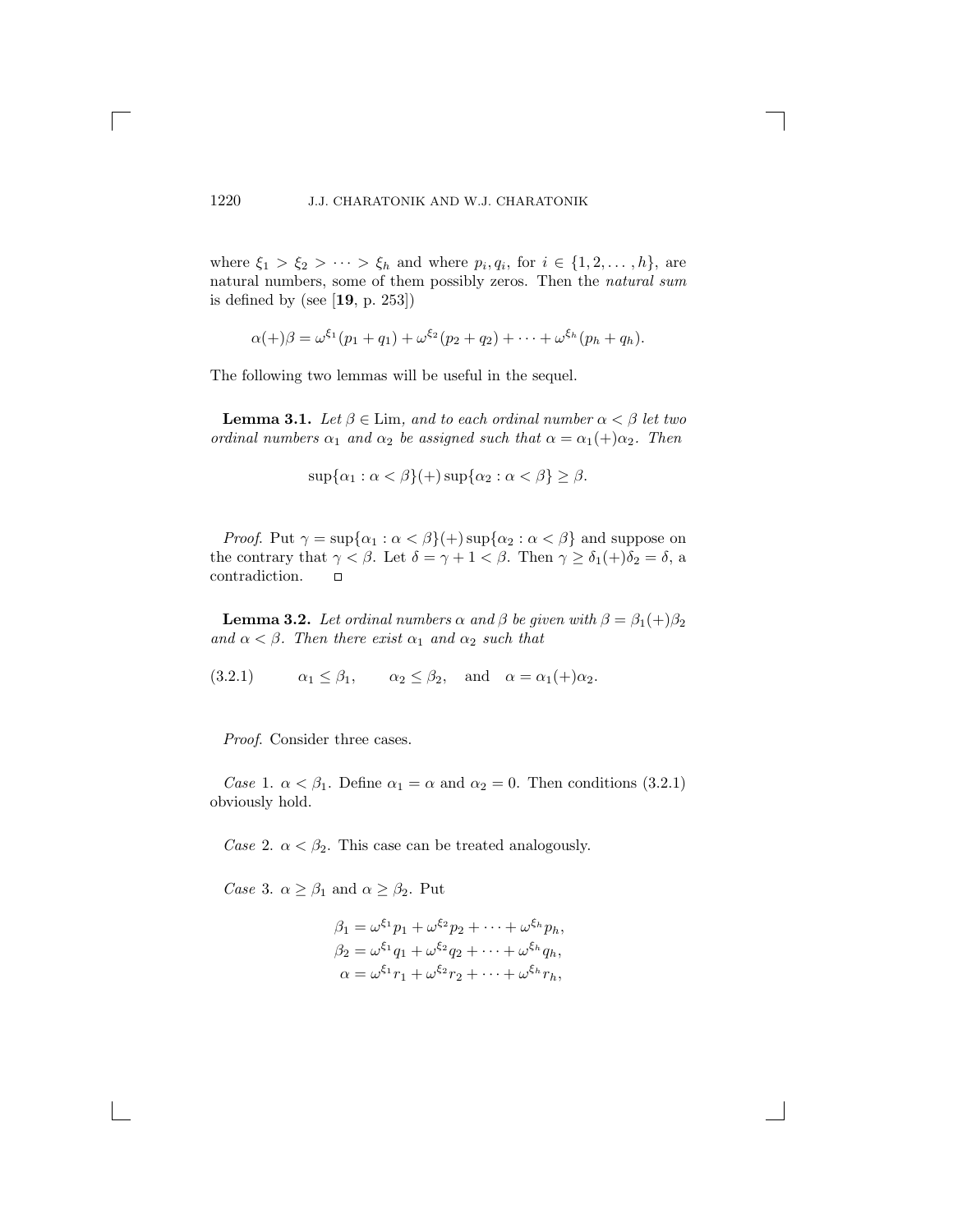where $\xi_1 > \xi_2 > \cdots > \xi_h$ and where $p_i, q_i$, for $i \in \{1, 2, \ldots, h\}$, are natural numbers, some of them possibly zeros. Then the *natural sum* is defined by (see [**19**, p. 253])

$$\alpha(+)\beta = \omega^{\xi_1}(p_1 + q_1) + \omega^{\xi_2}(p_2 + q_2) + \cdots + \omega^{\xi_h}(p_h + q_h).$$

The following two lemmas will be useful in the sequel.

**Lemma 3.1.** *Let $\beta \in \mathrm{Lim}$, and to each ordinal number $\alpha < \beta$ let two ordinal numbers $\alpha_1$ and $\alpha_2$ be assigned such that $\alpha = \alpha_1(+)\alpha_2$. Then*

$$\sup\{\alpha_1 : \alpha < \beta\}(+)\sup\{\alpha_2 : \alpha < \beta\} \geq \beta.$$

*Proof.* Put $\gamma = \sup\{\alpha_1 : \alpha < \beta\}(+)\sup\{\alpha_2 : \alpha < \beta\}$ and suppose on the contrary that $\gamma < \beta$. Let $\delta = \gamma + 1 < \beta$. Then $\gamma \geq \delta_1(+)\delta_2 = \delta$, a contradiction. □

**Lemma 3.2.** *Let ordinal numbers $\alpha$ and $\beta$ be given with $\beta = \beta_1(+)\beta_2$ and $\alpha < \beta$. Then there exist $\alpha_1$ and $\alpha_2$ such that*

$$\alpha_1 \leq \beta_1, \qquad \alpha_2 \leq \beta_2, \quad \text{and} \quad \alpha = \alpha_1(+)\alpha_2. \tag{3.2.1}$$

*Proof.* Consider three cases.

*Case* 1. $\alpha < \beta_1$. Define $\alpha_1 = \alpha$ and $\alpha_2 = 0$. Then conditions (3.2.1) obviously hold.

*Case* 2. $\alpha < \beta_2$. This case can be treated analogously.

*Case* 3. $\alpha \geq \beta_1$ and $\alpha \geq \beta_2$. Put

$$\begin{aligned}
\beta_1 &= \omega^{\xi_1}p_1 + \omega^{\xi_2}p_2 + \cdots + \omega^{\xi_h}p_h, \\
\beta_2 &= \omega^{\xi_1}q_1 + \omega^{\xi_2}q_2 + \cdots + \omega^{\xi_h}q_h, \\
\alpha &= \omega^{\xi_1}r_1 + \omega^{\xi_2}r_2 + \cdots + \omega^{\xi_h}r_h,
\end{aligned}$$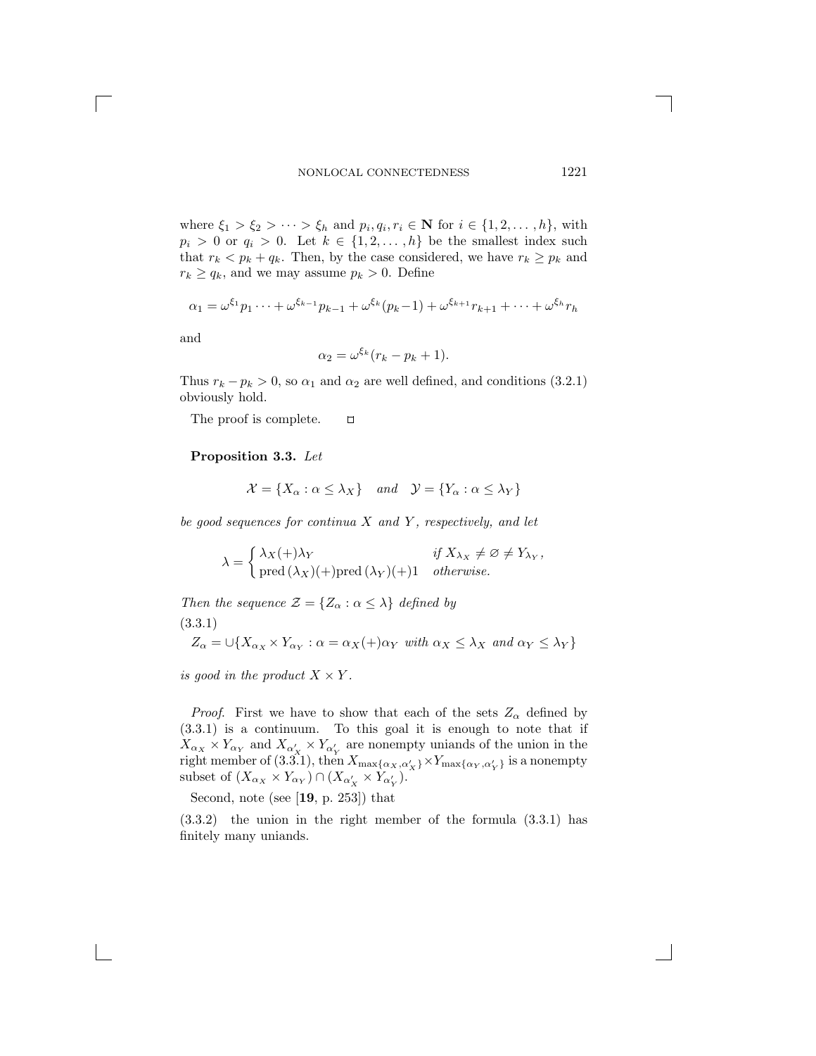where $\xi_1 > \xi_2 > \cdots > \xi_h$ and $p_i, q_i, r_i \in \mathbf{N}$ for $i \in \{1, 2, \ldots, h\}$, with $p_i > 0$ or $q_i > 0$. Let $k \in \{1, 2, \ldots, h\}$ be the smallest index such that $r_k < p_k + q_k$. Then, by the case considered, we have $r_k \geq p_k$ and $r_k \geq q_k$, and we may assume $p_k > 0$. Define

$$\alpha_1 = \omega^{\xi_1} p_1 \cdots + \omega^{\xi_{k-1}} p_{k-1} + \omega^{\xi_k}(p_k - 1) + \omega^{\xi_{k+1}} r_{k+1} + \cdots + \omega^{\xi_h} r_h$$

and

$$\alpha_2 = \omega^{\xi_k}(r_k - p_k + 1).$$

Thus $r_k - p_k > 0$, so $\alpha_1$ and $\alpha_2$ are well defined, and conditions (3.2.1) obviously hold.

The proof is complete. $\square$

**Proposition 3.3.** *Let*

$$\mathcal{X} = \{X_\alpha : \alpha \leq \lambda_X\} \quad \textit{and} \quad \mathcal{Y} = \{Y_\alpha : \alpha \leq \lambda_Y\}$$

*be good sequences for continua $X$ and $Y$, respectively, and let*

$$\lambda = \begin{cases} \lambda_X (+) \lambda_Y & \textit{if } X_{\lambda_X} \neq \varnothing \neq Y_{\lambda_Y}, \\ \operatorname{pred}(\lambda_X) (+) \operatorname{pred}(\lambda_Y) (+) 1 & \textit{otherwise.} \end{cases}$$

*Then the sequence $\mathcal{Z} = \{Z_\alpha : \alpha \leq \lambda\}$ defined by*

(3.3.1)

$$Z_\alpha = \cup \{X_{\alpha_X} \times Y_{\alpha_Y} : \alpha = \alpha_X (+) \alpha_Y \textit{ with } \alpha_X \leq \lambda_X \textit{ and } \alpha_Y \leq \lambda_Y\}$$

*is good in the product $X \times Y$.*

*Proof.* First we have to show that each of the sets $Z_\alpha$ defined by (3.3.1) is a continuum. To this goal it is enough to note that if $X_{\alpha_X} \times Y_{\alpha_Y}$ and $X_{\alpha'_X} \times Y_{\alpha'_Y}$ are nonempty uniands of the union in the right member of (3.3.1), then $X_{\max\{\alpha_X, \alpha'_X\}} \times Y_{\max\{\alpha_Y, \alpha'_Y\}}$ is a nonempty subset of $(X_{\alpha_X} \times Y_{\alpha_Y}) \cap (X_{\alpha'_X} \times Y_{\alpha'_Y})$.

Second, note (see [**19**, p. 253]) that

(3.3.2) the union in the right member of the formula (3.3.1) has finitely many uniands.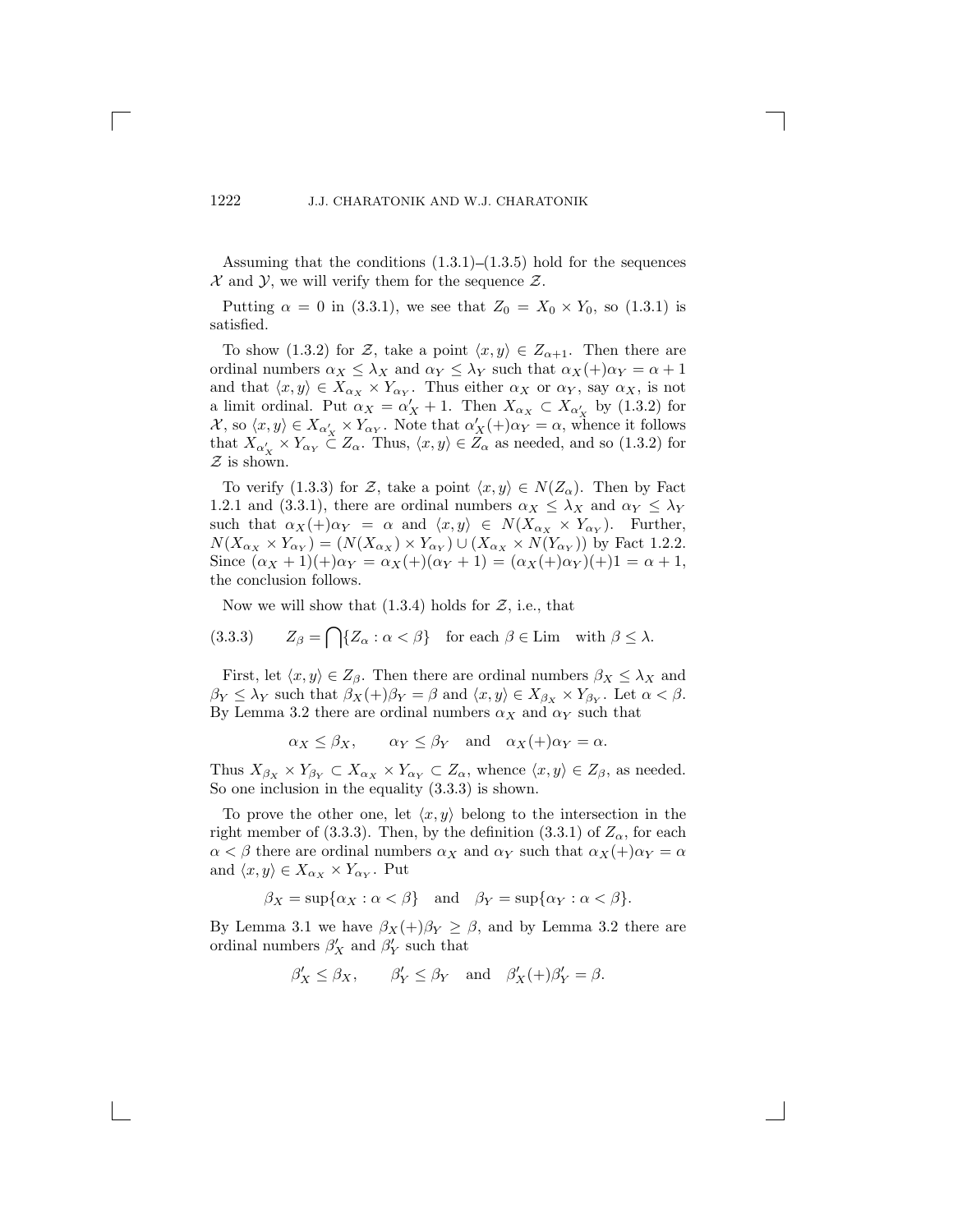Assuming that the conditions (1.3.1)–(1.3.5) hold for the sequences $\mathcal{X}$ and $\mathcal{Y}$, we will verify them for the sequence $\mathcal{Z}$.

Putting $\alpha = 0$ in (3.3.1), we see that $Z_0 = X_0 \times Y_0$, so (1.3.1) is satisfied.

To show (1.3.2) for $\mathcal{Z}$, take a point $\langle x, y \rangle \in Z_{\alpha+1}$. Then there are ordinal numbers $\alpha_X \leq \lambda_X$ and $\alpha_Y \leq \lambda_Y$ such that $\alpha_X(+)\alpha_Y = \alpha + 1$ and that $\langle x, y \rangle \in X_{\alpha_X} \times Y_{\alpha_Y}$. Thus either $\alpha_X$ or $\alpha_Y$, say $\alpha_X$, is not a limit ordinal. Put $\alpha_X = \alpha'_X + 1$. Then $X_{\alpha_X} \subset X_{\alpha'_X}$ by (1.3.2) for $\mathcal{X}$, so $\langle x, y \rangle \in X_{\alpha'_X} \times Y_{\alpha_Y}$. Note that $\alpha'_X(+)\alpha_Y = \alpha$, whence it follows that $X_{\alpha'_X} \times Y_{\alpha_Y} \subset Z_\alpha$. Thus, $\langle x, y \rangle \in Z_\alpha$ as needed, and so (1.3.2) for $\mathcal{Z}$ is shown.

To verify (1.3.3) for $\mathcal{Z}$, take a point $\langle x, y \rangle \in N(Z_\alpha)$. Then by Fact 1.2.1 and (3.3.1), there are ordinal numbers $\alpha_X \leq \lambda_X$ and $\alpha_Y \leq \lambda_Y$ such that $\alpha_X(+)\alpha_Y = \alpha$ and $\langle x, y \rangle \in N(X_{\alpha_X} \times Y_{\alpha_Y})$. Further, $N(X_{\alpha_X} \times Y_{\alpha_Y}) = (N(X_{\alpha_X}) \times Y_{\alpha_Y}) \cup (X_{\alpha_X} \times N(Y_{\alpha_Y}))$ by Fact 1.2.2. Since $(\alpha_X + 1)(+)\alpha_Y = \alpha_X(+)(\alpha_Y + 1) = (\alpha_X(+)\alpha_Y)(+)1 = \alpha + 1$, the conclusion follows.

Now we will show that (1.3.4) holds for $\mathcal{Z}$, i.e., that

$$Z_\beta = \bigcap \{Z_\alpha : \alpha < \beta\} \quad \text{for each } \beta \in \mathrm{Lim} \quad \text{with } \beta \leq \lambda. \tag{3.3.3}$$

First, let $\langle x, y \rangle \in Z_\beta$. Then there are ordinal numbers $\beta_X \leq \lambda_X$ and $\beta_Y \leq \lambda_Y$ such that $\beta_X(+)\beta_Y = \beta$ and $\langle x, y \rangle \in X_{\beta_X} \times Y_{\beta_Y}$. Let $\alpha < \beta$. By Lemma 3.2 there are ordinal numbers $\alpha_X$ and $\alpha_Y$ such that

$$\alpha_X \leq \beta_X, \qquad \alpha_Y \leq \beta_Y \quad \text{and} \quad \alpha_X(+)\alpha_Y = \alpha.$$

Thus $X_{\beta_X} \times Y_{\beta_Y} \subset X_{\alpha_X} \times Y_{\alpha_Y} \subset Z_\alpha$, whence $\langle x, y \rangle \in Z_\beta$, as needed. So one inclusion in the equality (3.3.3) is shown.

To prove the other one, let $\langle x, y \rangle$ belong to the intersection in the right member of (3.3.3). Then, by the definition (3.3.1) of $Z_\alpha$, for each $\alpha < \beta$ there are ordinal numbers $\alpha_X$ and $\alpha_Y$ such that $\alpha_X(+)\alpha_Y = \alpha$ and $\langle x, y \rangle \in X_{\alpha_X} \times Y_{\alpha_Y}$. Put

$$\beta_X = \sup\{\alpha_X : \alpha < \beta\} \quad \text{and} \quad \beta_Y = \sup\{\alpha_Y : \alpha < \beta\}.$$

By Lemma 3.1 we have $\beta_X(+)\beta_Y \geq \beta$, and by Lemma 3.2 there are ordinal numbers $\beta'_X$ and $\beta'_Y$ such that

$$\beta'_X \leq \beta_X, \qquad \beta'_Y \leq \beta_Y \quad \text{and} \quad \beta'_X(+)\beta'_Y = \beta.$$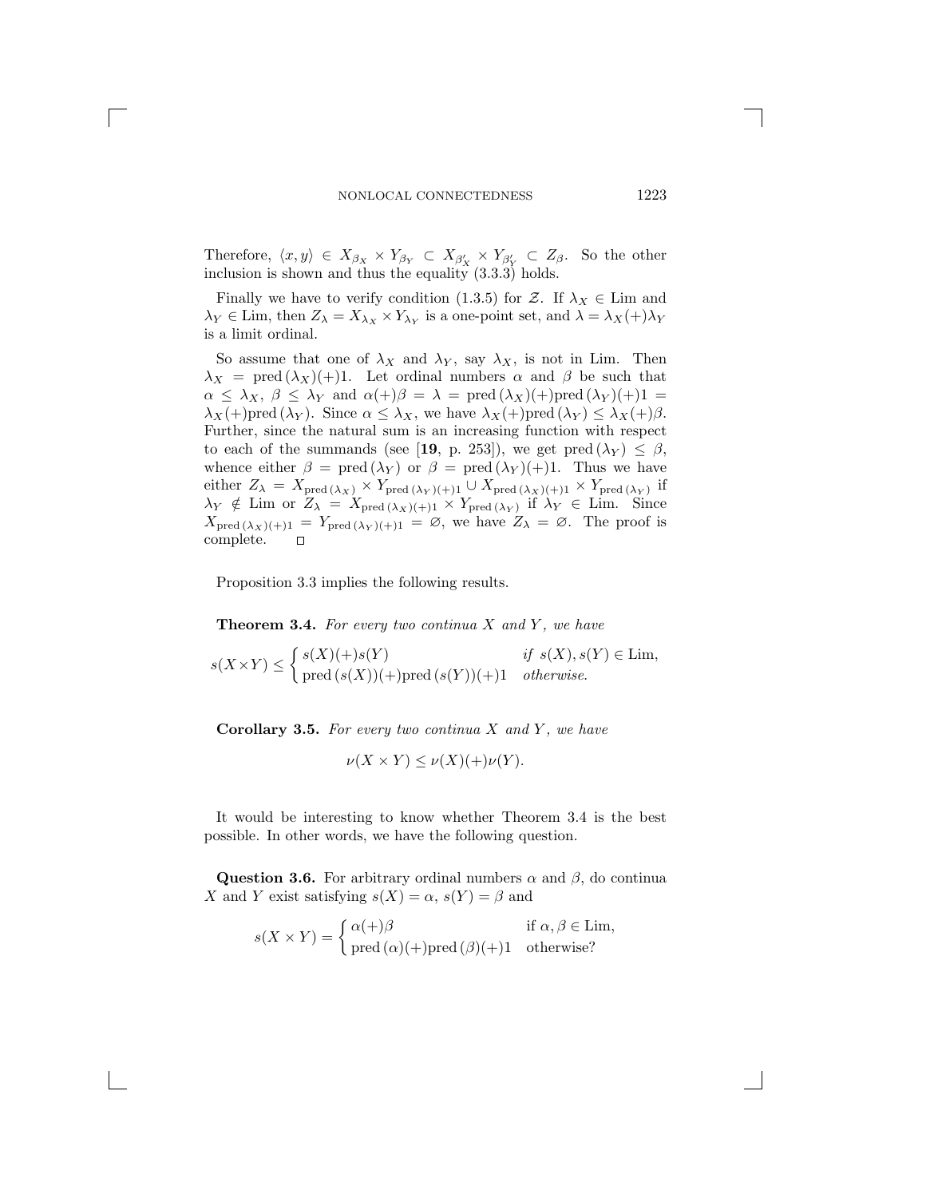Therefore, $\langle x, y\rangle \in X_{\beta_X} \times Y_{\beta_Y} \subset X_{\beta'_X} \times Y_{\beta'_Y} \subset Z_\beta$. So the other inclusion is shown and thus the equality (3.3.3) holds.

Finally we have to verify condition (1.3.5) for $\mathcal{Z}$. If $\lambda_X \in \mathrm{Lim}$ and $\lambda_Y \in \mathrm{Lim}$, then $Z_\lambda = X_{\lambda_X} \times Y_{\lambda_Y}$ is a one-point set, and $\lambda = \lambda_X(+)\lambda_Y$ is a limit ordinal.

So assume that one of $\lambda_X$ and $\lambda_Y$, say $\lambda_X$, is not in Lim. Then $\lambda_X = \mathrm{pred}\,(\lambda_X)(+)1$. Let ordinal numbers $\alpha$ and $\beta$ be such that $\alpha \leq \lambda_X$, $\beta \leq \lambda_Y$ and $\alpha(+)\beta = \lambda = \mathrm{pred}\,(\lambda_X)(+)\mathrm{pred}\,(\lambda_Y)(+)1 = \lambda_X(+)\mathrm{pred}\,(\lambda_Y)$. Since $\alpha \leq \lambda_X$, we have $\lambda_X(+)\mathrm{pred}\,(\lambda_Y) \leq \lambda_X(+)\beta$. Further, since the natural sum is an increasing function with respect to each of the summands (see [**19**, p. 253]), we get $\mathrm{pred}\,(\lambda_Y) \leq \beta$, whence either $\beta = \mathrm{pred}\,(\lambda_Y)$ or $\beta = \mathrm{pred}\,(\lambda_Y)(+)1$. Thus we have either $Z_\lambda = X_{\mathrm{pred}\,(\lambda_X)} \times Y_{\mathrm{pred}\,(\lambda_Y)(+)1} \cup X_{\mathrm{pred}\,(\lambda_X)(+)1} \times Y_{\mathrm{pred}\,(\lambda_Y)}$ if $\lambda_Y \notin \mathrm{Lim}$ or $Z_\lambda = X_{\mathrm{pred}\,(\lambda_X)(+)1} \times Y_{\mathrm{pred}\,(\lambda_Y)}$ if $\lambda_Y \in \mathrm{Lim}$. Since $X_{\mathrm{pred}\,(\lambda_X)(+)1} = Y_{\mathrm{pred}\,(\lambda_Y)(+)1} = \varnothing$, we have $Z_\lambda = \varnothing$. The proof is complete. $\square$

Proposition 3.3 implies the following results.

**Theorem 3.4.** *For every two continua $X$ and $Y$, we have*

$$s(X\times Y) \leq \begin{cases} s(X)(+)s(Y) & \text{if } s(X), s(Y) \in \mathrm{Lim}, \\ \mathrm{pred}\,(s(X))(+)\mathrm{pred}\,(s(Y))(+)1 & \text{otherwise.} \end{cases}$$

**Corollary 3.5.** *For every two continua $X$ and $Y$, we have*

$$\nu(X \times Y) \leq \nu(X)(+)\nu(Y).$$

It would be interesting to know whether Theorem 3.4 is the best possible. In other words, we have the following question.

**Question 3.6.** For arbitrary ordinal numbers $\alpha$ and $\beta$, do continua $X$ and $Y$ exist satisfying $s(X) = \alpha$, $s(Y) = \beta$ and

$$s(X \times Y) = \begin{cases} \alpha(+)\beta & \text{if } \alpha, \beta \in \mathrm{Lim}, \\ \mathrm{pred}\,(\alpha)(+)\mathrm{pred}\,(\beta)(+)1 & \text{otherwise?} \end{cases}$$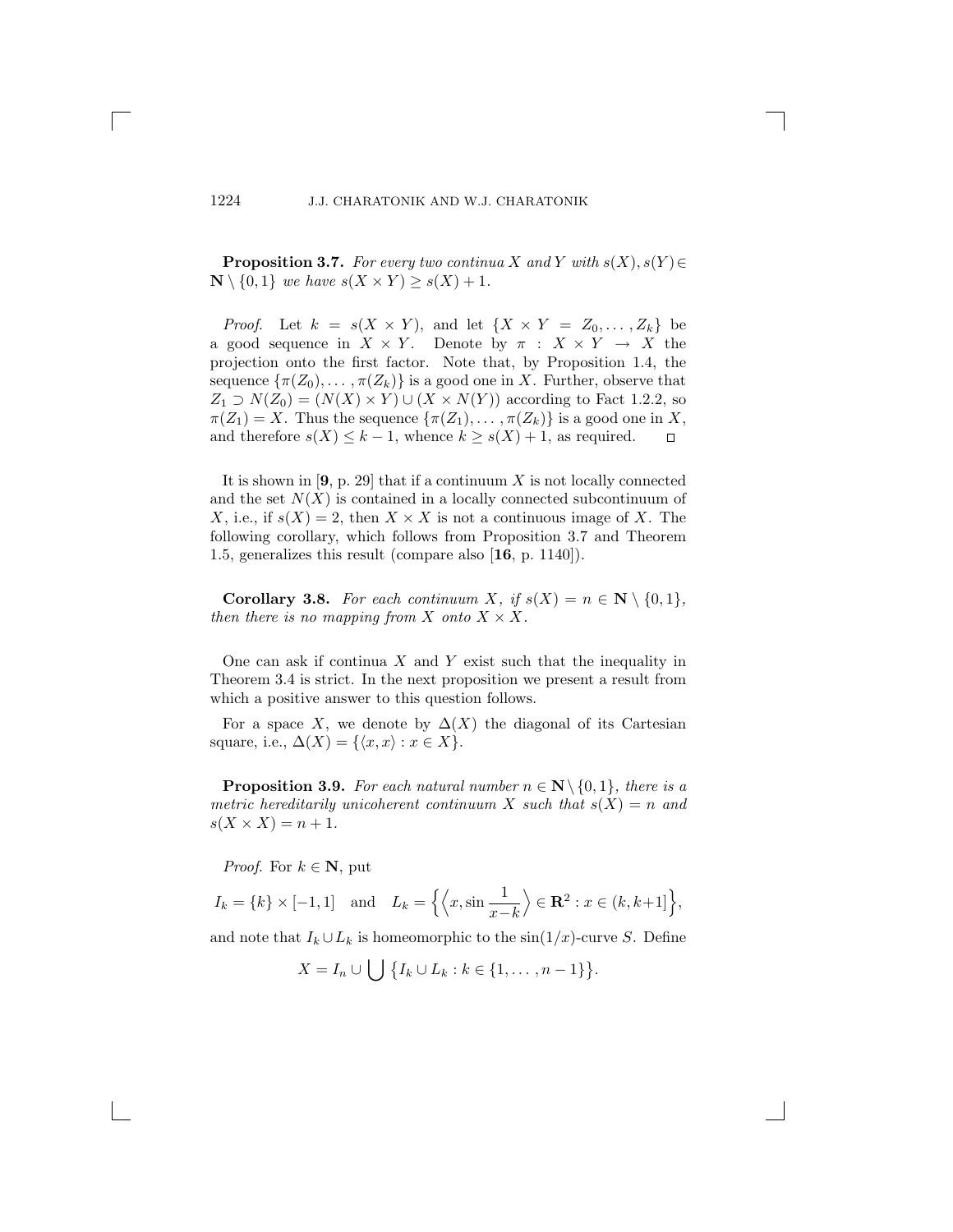**Proposition 3.7.** *For every two continua $X$ and $Y$ with $s(X), s(Y) \in \mathbf{N} \setminus \{0, 1\}$ we have $s(X \times Y) \geq s(X) + 1$.*

*Proof.* Let $k = s(X \times Y)$, and let $\{X \times Y = Z_0, \dots, Z_k\}$ be a good sequence in $X \times Y$. Denote by $\pi : X \times Y \to X$ the projection onto the first factor. Note that, by Proposition 1.4, the sequence $\{\pi(Z_0), \dots, \pi(Z_k)\}$ is a good one in $X$. Further, observe that $Z_1 \supset N(Z_0) = (N(X) \times Y) \cup (X \times N(Y))$ according to Fact 1.2.2, so $\pi(Z_1) = X$. Thus the sequence $\{\pi(Z_1), \dots, \pi(Z_k)\}$ is a good one in $X$, and therefore $s(X) \leq k - 1$, whence $k \geq s(X) + 1$, as required. $\square$

It is shown in [**9**, p. 29] that if a continuum $X$ is not locally connected and the set $N(X)$ is contained in a locally connected subcontinuum of $X$, i.e., if $s(X) = 2$, then $X \times X$ is not a continuous image of $X$. The following corollary, which follows from Proposition 3.7 and Theorem 1.5, generalizes this result (compare also [**16**, p. 1140]).

**Corollary 3.8.** *For each continuum $X$, if $s(X) = n \in \mathbf{N} \setminus \{0, 1\}$, then there is no mapping from $X$ onto $X \times X$.*

One can ask if continua $X$ and $Y$ exist such that the inequality in Theorem 3.4 is strict. In the next proposition we present a result from which a positive answer to this question follows.

For a space $X$, we denote by $\Delta(X)$ the diagonal of its Cartesian square, i.e., $\Delta(X) = \{\langle x, x\rangle : x \in X\}$.

**Proposition 3.9.** *For each natural number $n \in \mathbf{N} \setminus \{0, 1\}$, there is a metric hereditarily unicoherent continuum $X$ such that $s(X) = n$ and $s(X \times X) = n + 1$.*

*Proof.* For $k \in \mathbf{N}$, put

$$I_k = \{k\} \times [-1, 1] \quad \text{and} \quad L_k = \Big\{\Big\langle x, \sin\frac{1}{x-k}\Big\rangle \in \mathbf{R}^2 : x \in (k, k+1]\Big\},$$

and note that $I_k \cup L_k$ is homeomorphic to the $\sin(1/x)$-curve $S$. Define

$$X = I_n \cup \bigcup \big\{I_k \cup L_k : k \in \{1, \dots, n-1\}\big\}.$$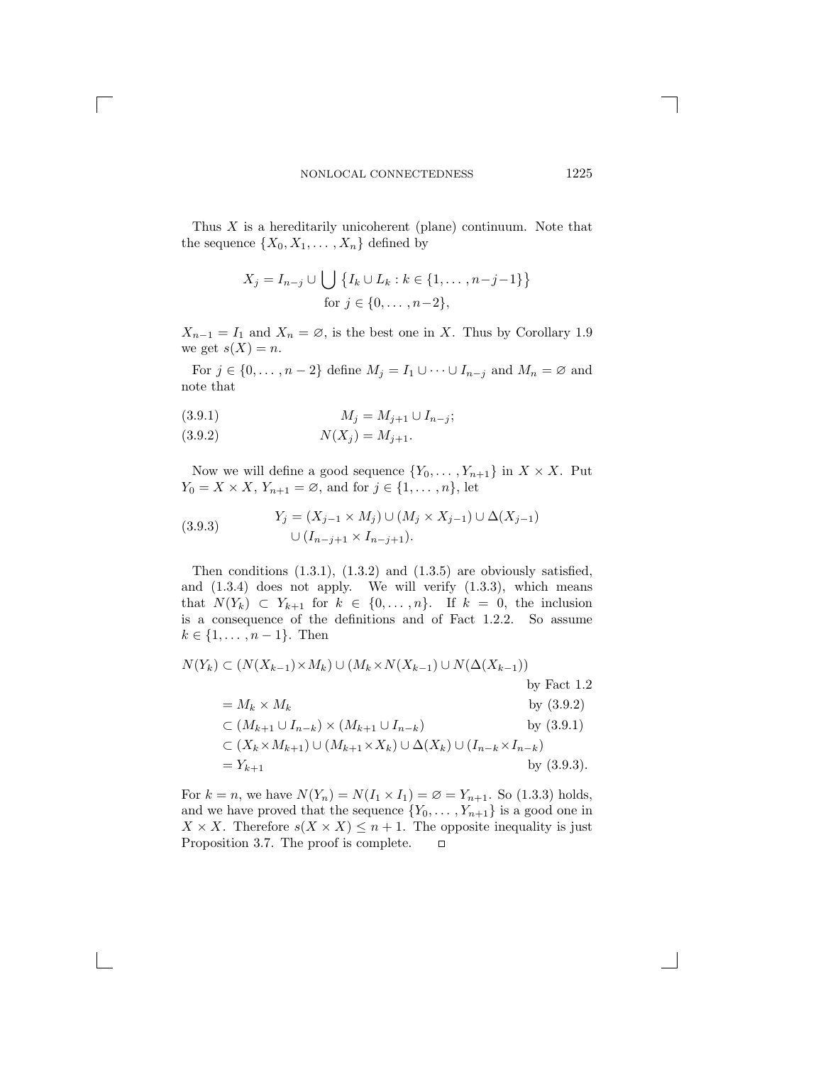Thus $X$ is a hereditarily unicoherent (plane) continuum. Note that the sequence $\{X_0, X_1, \dots, X_n\}$ defined by

$$X_j = I_{n-j} \cup \bigcup \{I_k \cup L_k : k \in \{1, \dots, n-j-1\}\}$$
$$\text{for } j \in \{0, \dots, n-2\},$$

$X_{n-1} = I_1$ and $X_n = \varnothing$, is the best one in $X$. Thus by Corollary 1.9 we get $s(X) = n$.

For $j \in \{0, \dots, n-2\}$ define $M_j = I_1 \cup \dots \cup I_{n-j}$ and $M_n = \varnothing$ and note that

$$M_j = M_{j+1} \cup I_{n-j}; \tag{3.9.1}$$

$$N(X_j) = M_{j+1}. \tag{3.9.2}$$

Now we will define a good sequence $\{Y_0, \dots, Y_{n+1}\}$ in $X \times X$. Put $Y_0 = X \times X$, $Y_{n+1} = \varnothing$, and for $j \in \{1, \dots, n\}$, let

$$\begin{aligned} Y_j = (X_{j-1} \times M_j) \cup (M_j \times X_{j-1}) \cup \Delta(X_{j-1}) \\ \cup (I_{n-j+1} \times I_{n-j+1}). \end{aligned} \tag{3.9.3}$$

Then conditions (1.3.1), (1.3.2) and (1.3.5) are obviously satisfied, and (1.3.4) does not apply. We will verify (1.3.3), which means that $N(Y_k) \subset Y_{k+1}$ for $k \in \{0, \dots, n\}$. If $k = 0$, the inclusion is a consequence of the definitions and of Fact 1.2.2. So assume $k \in \{1, \dots, n-1\}$. Then

$$\begin{aligned}
N(Y_k) &\subset (N(X_{k-1}) \times M_k) \cup (M_k \times N(X_{k-1}) \cup N(\Delta(X_{k-1})) && \text{by Fact 1.2} \\
&= M_k \times M_k && \text{by (3.9.2)} \\
&\subset (M_{k+1} \cup I_{n-k}) \times (M_{k+1} \cup I_{n-k}) && \text{by (3.9.1)} \\
&\subset (X_k \times M_{k+1}) \cup (M_{k+1} \times X_k) \cup \Delta(X_k) \cup (I_{n-k} \times I_{n-k}) \\
&= Y_{k+1} && \text{by (3.9.3).}
\end{aligned}$$

For $k = n$, we have $N(Y_n) = N(I_1 \times I_1) = \varnothing = Y_{n+1}$. So (1.3.3) holds, and we have proved that the sequence $\{Y_0, \dots, Y_{n+1}\}$ is a good one in $X \times X$. Therefore $s(X \times X) \leq n + 1$. The opposite inequality is just Proposition 3.7. The proof is complete. $\square$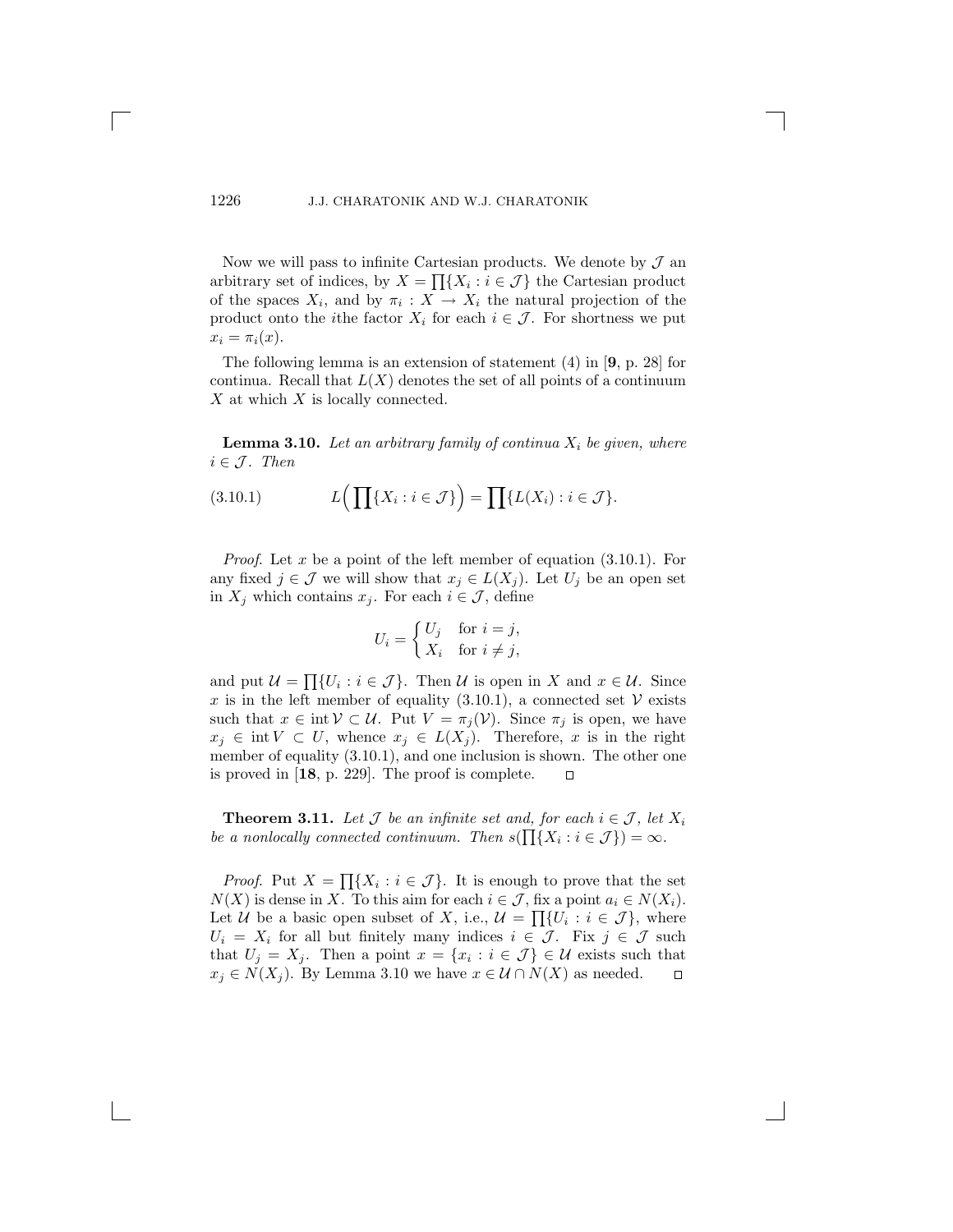Now we will pass to infinite Cartesian products. We denote by $\mathcal{J}$ an arbitrary set of indices, by $X = \prod\{X_i : i \in \mathcal{J}\}$ the Cartesian product of the spaces $X_i$, and by $\pi_i : X \to X_i$ the natural projection of the product onto the $i$the factor $X_i$ for each $i \in \mathcal{J}$. For shortness we put $x_i = \pi_i(x)$.

The following lemma is an extension of statement (4) in [**9**, p. 28] for continua. Recall that $L(X)$ denotes the set of all points of a continuum $X$ at which $X$ is locally connected.

**Lemma 3.10.** *Let an arbitrary family of continua $X_i$ be given, where $i \in \mathcal{J}$. Then*

$$L\Big(\prod\{X_i : i \in \mathcal{J}\}\Big) = \prod\{L(X_i) : i \in \mathcal{J}\}. \tag{3.10.1}$$

*Proof*. Let $x$ be a point of the left member of equation (3.10.1). For any fixed $j \in \mathcal{J}$ we will show that $x_j \in L(X_j)$. Let $U_j$ be an open set in $X_j$ which contains $x_j$. For each $i \in \mathcal{J}$, define

$$U_i = \begin{cases} U_j & \text{for } i = j, \\ X_i & \text{for } i \neq j, \end{cases}$$

and put $\mathcal{U} = \prod\{U_i : i \in \mathcal{J}\}$. Then $\mathcal{U}$ is open in $X$ and $x \in \mathcal{U}$. Since $x$ is in the left member of equality (3.10.1), a connected set $\mathcal{V}$ exists such that $x \in \operatorname{int} \mathcal{V} \subset \mathcal{U}$. Put $V = \pi_j(\mathcal{V})$. Since $\pi_j$ is open, we have $x_j \in \operatorname{int} V \subset U$, whence $x_j \in L(X_j)$. Therefore, $x$ is in the right member of equality (3.10.1), and one inclusion is shown. The other one is proved in [**18**, p. 229]. The proof is complete. $\square$

**Theorem 3.11.** *Let $\mathcal{J}$ be an infinite set and, for each $i \in \mathcal{J}$, let $X_i$ be a nonlocally connected continuum. Then $s(\prod\{X_i : i \in \mathcal{J}\}) = \infty$.*

*Proof*. Put $X = \prod\{X_i : i \in \mathcal{J}\}$. It is enough to prove that the set $N(X)$ is dense in $X$. To this aim for each $i \in \mathcal{J}$, fix a point $a_i \in N(X_i)$. Let $\mathcal{U}$ be a basic open subset of $X$, i.e., $\mathcal{U} = \prod\{U_i : i \in \mathcal{J}\}$, where $U_i = X_i$ for all but finitely many indices $i \in \mathcal{J}$. Fix $j \in \mathcal{J}$ such that $U_j = X_j$. Then a point $x = \{x_i : i \in \mathcal{J}\} \in \mathcal{U}$ exists such that $x_j \in N(X_j)$. By Lemma 3.10 we have $x \in \mathcal{U} \cap N(X)$ as needed. $\square$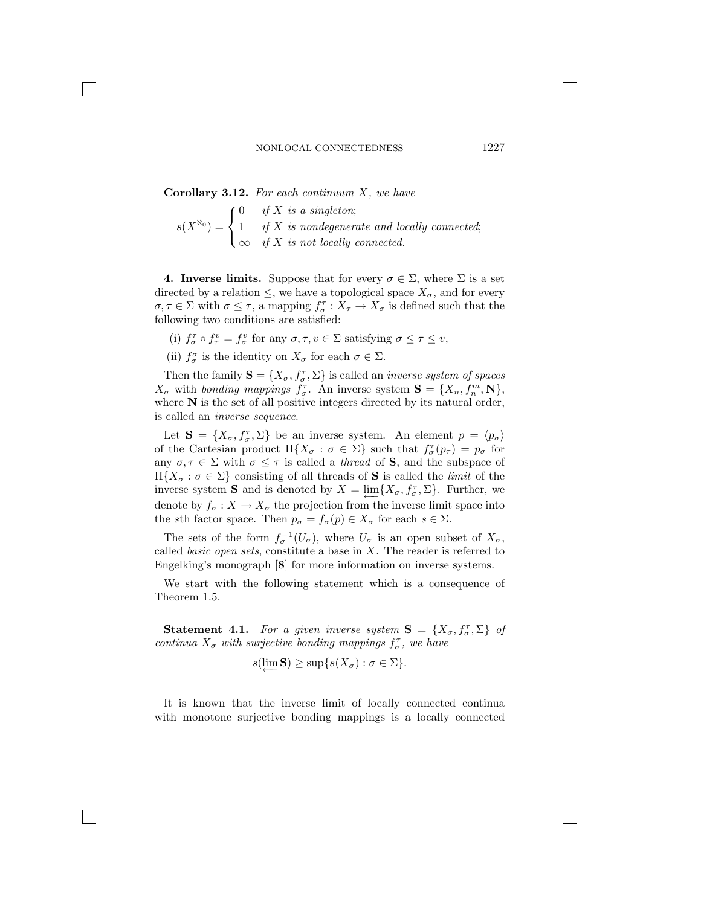**Corollary 3.12.** *For each continuum $X$, we have*

$$s(X^{\aleph_0}) = \begin{cases} 0 & \textit{if } X \textit{ is a singleton;} \\ 1 & \textit{if } X \textit{ is nondegenerate and locally connected;} \\ \infty & \textit{if } X \textit{ is not locally connected.} \end{cases}$$

**4. Inverse limits.** Suppose that for every $\sigma \in \Sigma$, where $\Sigma$ is a set directed by a relation $\leq$, we have a topological space $X_\sigma$, and for every $\sigma, \tau \in \Sigma$ with $\sigma \leq \tau$, a mapping $f_\sigma^\tau : X_\tau \to X_\sigma$ is defined such that the following two conditions are satisfied:

(i) $f_\sigma^\tau \circ f_\tau^\upsilon = f_\sigma^\upsilon$ for any $\sigma, \tau, \upsilon \in \Sigma$ satisfying $\sigma \leq \tau \leq \upsilon$,

(ii) $f_\sigma^\sigma$ is the identity on $X_\sigma$ for each $\sigma \in \Sigma$.

Then the family $\mathbf{S} = \{X_\sigma, f_\sigma^\tau, \Sigma\}$ is called an *inverse system of spaces* $X_\sigma$ with *bonding mappings* $f_\sigma^\tau$. An inverse system $\mathbf{S} = \{X_n, f_n^m, \mathbf{N}\}$, where $\mathbf{N}$ is the set of all positive integers directed by its natural order, is called an *inverse sequence*.

Let $\mathbf{S} = \{X_\sigma, f_\sigma^\tau, \Sigma\}$ be an inverse system. An element $p = \langle p_\sigma \rangle$ of the Cartesian product $\Pi\{X_\sigma : \sigma \in \Sigma\}$ such that $f_\sigma^\tau(p_\tau) = p_\sigma$ for any $\sigma, \tau \in \Sigma$ with $\sigma \leq \tau$ is called a *thread* of $\mathbf{S}$, and the subspace of $\Pi\{X_\sigma : \sigma \in \Sigma\}$ consisting of all threads of $\mathbf{S}$ is called the *limit* of the inverse system $\mathbf{S}$ and is denoted by $X = \varprojlim\{X_\sigma, f_\sigma^\tau, \Sigma\}$. Further, we denote by $f_\sigma : X \to X_\sigma$ the projection from the inverse limit space into the $s$th factor space. Then $p_\sigma = f_\sigma(p) \in X_\sigma$ for each $s \in \Sigma$.

The sets of the form $f_\sigma^{-1}(U_\sigma)$, where $U_\sigma$ is an open subset of $X_\sigma$, called *basic open sets*, constitute a base in $X$. The reader is referred to Engelking's monograph [**8**] for more information on inverse systems.

We start with the following statement which is a consequence of Theorem 1.5.

**Statement 4.1.** *For a given inverse system $\mathbf{S} = \{X_\sigma, f_\sigma^\tau, \Sigma\}$ of continua $X_\sigma$ with surjective bonding mappings $f_\sigma^\tau$, we have*

$$s(\varprojlim \mathbf{S}) \geq \sup\{s(X_\sigma) : \sigma \in \Sigma\}.$$

It is known that the inverse limit of locally connected continua with monotone surjective bonding mappings is a locally connected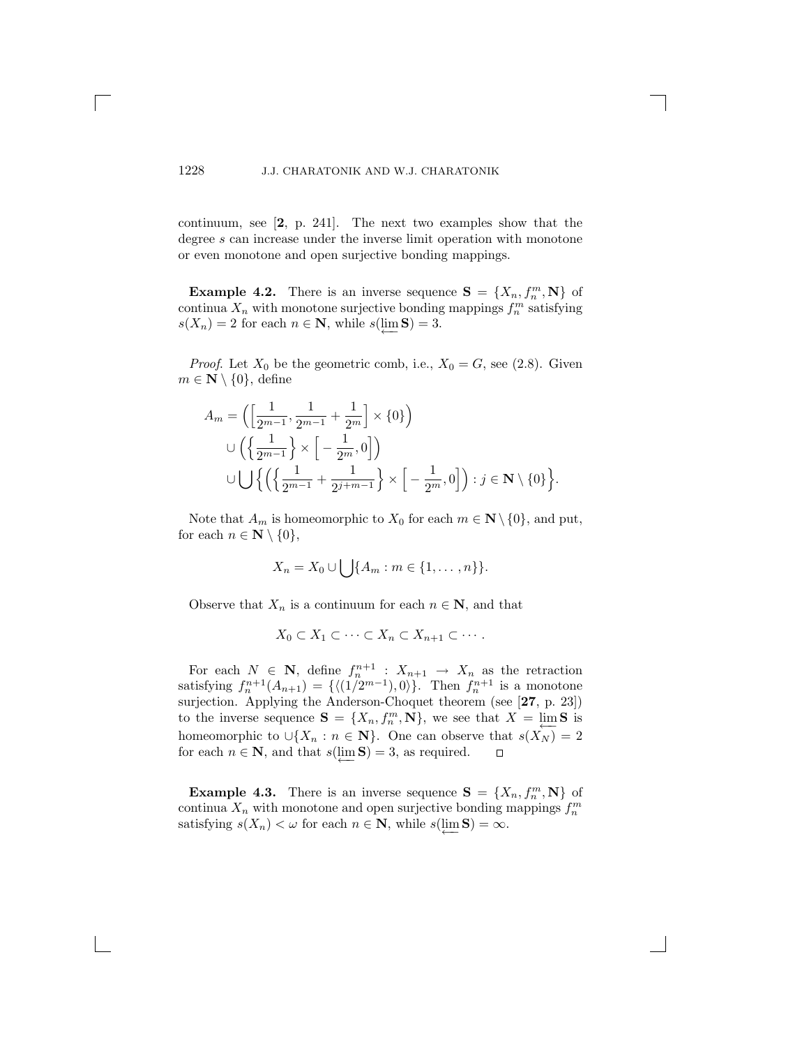continuum, see [**2**, p. 241]. The next two examples show that the degree $s$ can increase under the inverse limit operation with monotone or even monotone and open surjective bonding mappings.

**Example 4.2.** There is an inverse sequence $\mathbf{S} = \{X_n, f_n^m, \mathbf{N}\}$ of continua $X_n$ with monotone surjective bonding mappings $f_n^m$ satisfying $s(X_n) = 2$ for each $n \in \mathbf{N}$, while $s(\varprojlim \mathbf{S}) = 3$.

*Proof.* Let $X_0$ be the geometric comb, i.e., $X_0 = G$, see (2.8). Given $m \in \mathbf{N} \setminus \{0\}$, define

$$
\begin{aligned}
A_m = &\Big(\Big[\frac{1}{2^{m-1}}, \frac{1}{2^{m-1}} + \frac{1}{2^m}\Big] \times \{0\}\Big) \\
&\cup \Big(\Big\{\frac{1}{2^{m-1}}\Big\} \times \Big[-\frac{1}{2^m}, 0\Big]\Big) \\
&\cup \bigcup \Big\{\Big(\Big\{\frac{1}{2^{m-1}} + \frac{1}{2^{j+m-1}}\Big\} \times \Big[-\frac{1}{2^m}, 0\Big]\Big) : j \in \mathbf{N} \setminus \{0\}\Big\}.
\end{aligned}
$$

Note that $A_m$ is homeomorphic to $X_0$ for each $m \in \mathbf{N} \setminus \{0\}$, and put, for each $n \in \mathbf{N} \setminus \{0\}$,

$$X_n = X_0 \cup \bigcup \{A_m : m \in \{1, \dots, n\}\}.$$

Observe that $X_n$ is a continuum for each $n \in \mathbf{N}$, and that

$$X_0 \subset X_1 \subset \cdots \subset X_n \subset X_{n+1} \subset \cdots.$$

For each $N \in \mathbf{N}$, define $f_n^{n+1} : X_{n+1} \to X_n$ as the retraction satisfying $f_n^{n+1}(A_{n+1}) = \{\langle (1/2^{m-1}), 0\rangle\}$. Then $f_n^{n+1}$ is a monotone surjection. Applying the Anderson-Choquet theorem (see [**27**, p. 23]) to the inverse sequence $\mathbf{S} = \{X_n, f_n^m, \mathbf{N}\}$, we see that $X = \varprojlim \mathbf{S}$ is homeomorphic to $\cup\{X_n : n \in \mathbf{N}\}$. One can observe that $s(X_N) = 2$ for each $n \in \mathbf{N}$, and that $s(\varprojlim \mathbf{S}) = 3$, as required. $\square$

**Example 4.3.** There is an inverse sequence $\mathbf{S} = \{X_n, f_n^m, \mathbf{N}\}$ of continua $X_n$ with monotone and open surjective bonding mappings $f_n^m$ satisfying $s(X_n) < \omega$ for each $n \in \mathbf{N}$, while $s(\varprojlim \mathbf{S}) = \infty$.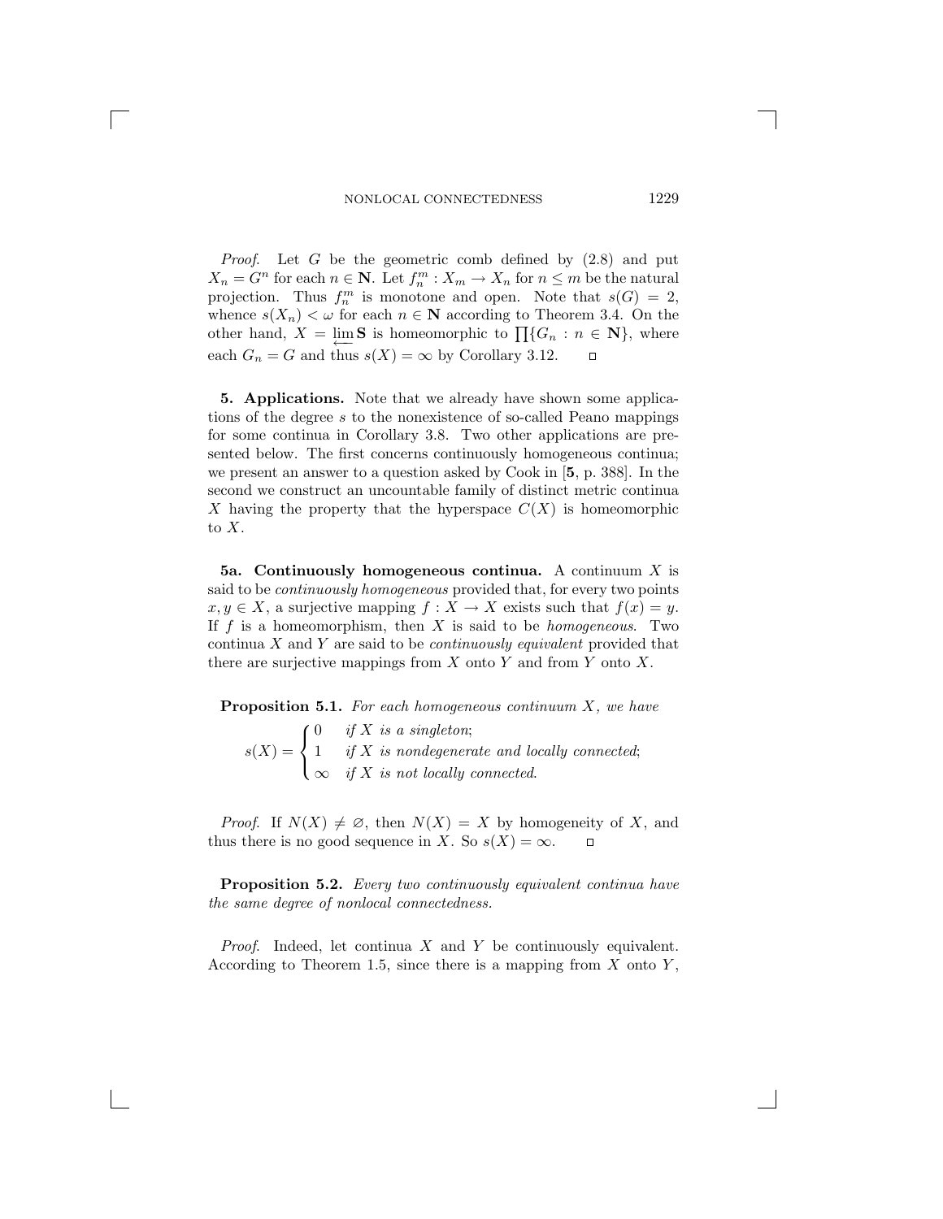*Proof*. Let $G$ be the geometric comb defined by (2.8) and put $X_n = G^n$ for each $n \in \mathbf{N}$. Let $f_n^m : X_m \to X_n$ for $n \leq m$ be the natural projection. Thus $f_n^m$ is monotone and open. Note that $s(G) = 2$, whence $s(X_n) < \omega$ for each $n \in \mathbf{N}$ according to Theorem 3.4. On the other hand, $X = \varprojlim \mathbf{S}$ is homeomorphic to $\prod\{G_n : n \in \mathbf{N}\}$, where each $G_n = G$ and thus $s(X) = \infty$ by Corollary 3.12. $\square$

**5. Applications.** Note that we already have shown some applications of the degree $s$ to the nonexistence of so-called Peano mappings for some continua in Corollary 3.8. Two other applications are presented below. The first concerns continuously homogeneous continua; we present an answer to a question asked by Cook in [**5**, p. 388]. In the second we construct an uncountable family of distinct metric continua $X$ having the property that the hyperspace $C(X)$ is homeomorphic to $X$.

**5a. Continuously homogeneous continua.** A continuum $X$ is said to be *continuously homogeneous* provided that, for every two points $x, y \in X$, a surjective mapping $f : X \to X$ exists such that $f(x) = y$. If $f$ is a homeomorphism, then $X$ is said to be *homogeneous*. Two continua $X$ and $Y$ are said to be *continuously equivalent* provided that there are surjective mappings from $X$ onto $Y$ and from $Y$ onto $X$.

**Proposition 5.1.** *For each homogeneous continuum $X$, we have*

$$s(X) = \begin{cases} 0 & \text{if } X \text{ is a singleton;} \\ 1 & \text{if } X \text{ is nondegenerate and locally connected;} \\ \infty & \text{if } X \text{ is not locally connected.} \end{cases}$$

*Proof*. If $N(X) \neq \varnothing$, then $N(X) = X$ by homogeneity of $X$, and thus there is no good sequence in $X$. So $s(X) = \infty$. $\square$

**Proposition 5.2.** *Every two continuously equivalent continua have the same degree of nonlocal connectedness.*

*Proof*. Indeed, let continua $X$ and $Y$ be continuously equivalent. According to Theorem 1.5, since there is a mapping from $X$ onto $Y$,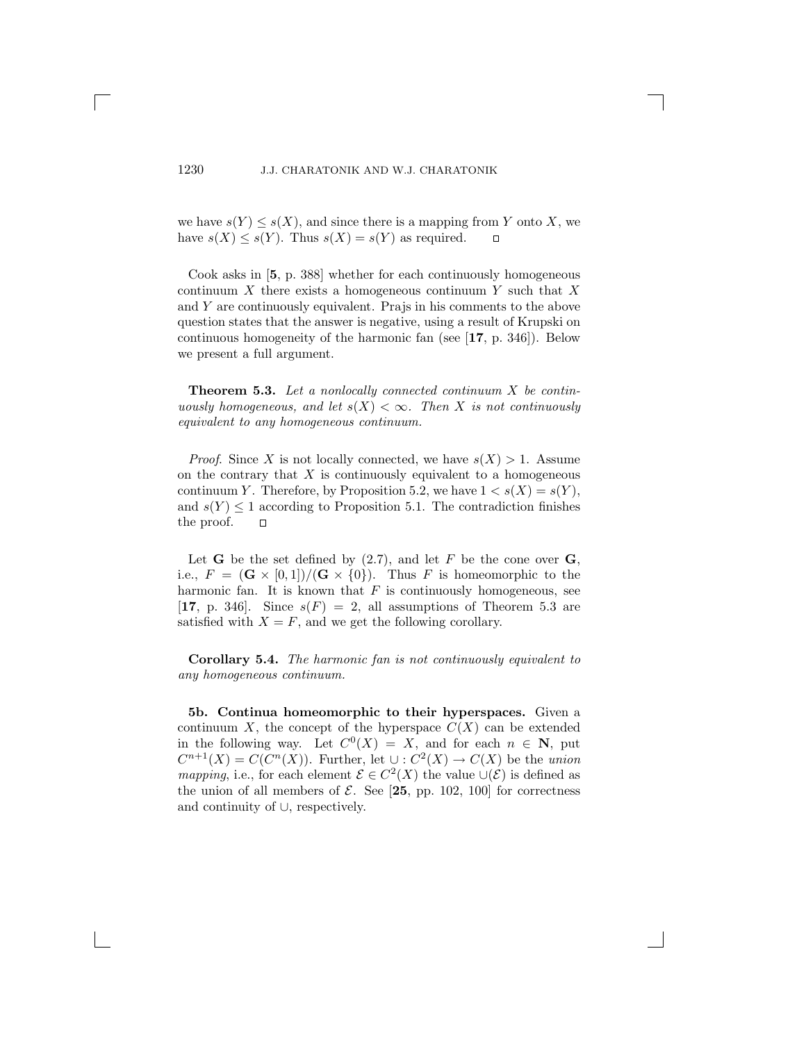we have $s(Y) \leq s(X)$, and since there is a mapping from $Y$ onto $X$, we have $s(X) \leq s(Y)$. Thus $s(X) = s(Y)$ as required. $\square$

Cook asks in [**5**, p. 388] whether for each continuously homogeneous continuum $X$ there exists a homogeneous continuum $Y$ such that $X$ and $Y$ are continuously equivalent. Prajs in his comments to the above question states that the answer is negative, using a result of Krupski on continuous homogeneity of the harmonic fan (see [**17**, p. 346]). Below we present a full argument.

**Theorem 5.3.** *Let a nonlocally connected continuum $X$ be continuously homogeneous, and let $s(X) < \infty$. Then $X$ is not continuously equivalent to any homogeneous continuum.*

*Proof.* Since $X$ is not locally connected, we have $s(X) > 1$. Assume on the contrary that $X$ is continuously equivalent to a homogeneous continuum $Y$. Therefore, by Proposition 5.2, we have $1 < s(X) = s(Y)$, and $s(Y) \leq 1$ according to Proposition 5.1. The contradiction finishes the proof. $\square$

Let $\mathbf{G}$ be the set defined by (2.7), and let $F$ be the cone over $\mathbf{G}$, i.e., $F = (\mathbf{G} \times [0,1])/(\mathbf{G} \times \{0\})$. Thus $F$ is homeomorphic to the harmonic fan. It is known that $F$ is continuously homogeneous, see [**17**, p. 346]. Since $s(F) = 2$, all assumptions of Theorem 5.3 are satisfied with $X = F$, and we get the following corollary.

**Corollary 5.4.** *The harmonic fan is not continuously equivalent to any homogeneous continuum.*

**5b. Continua homeomorphic to their hyperspaces.** Given a continuum $X$, the concept of the hyperspace $C(X)$ can be extended in the following way. Let $C^0(X) = X$, and for each $n \in \mathbf{N}$, put $C^{n+1}(X) = C(C^n(X))$. Further, let $\cup : C^2(X) \to C(X)$ be the *union mapping*, i.e., for each element $\mathcal{E} \in C^2(X)$ the value $\cup(\mathcal{E})$ is defined as the union of all members of $\mathcal{E}$. See [**25**, pp. 102, 100] for correctness and continuity of $\cup$, respectively.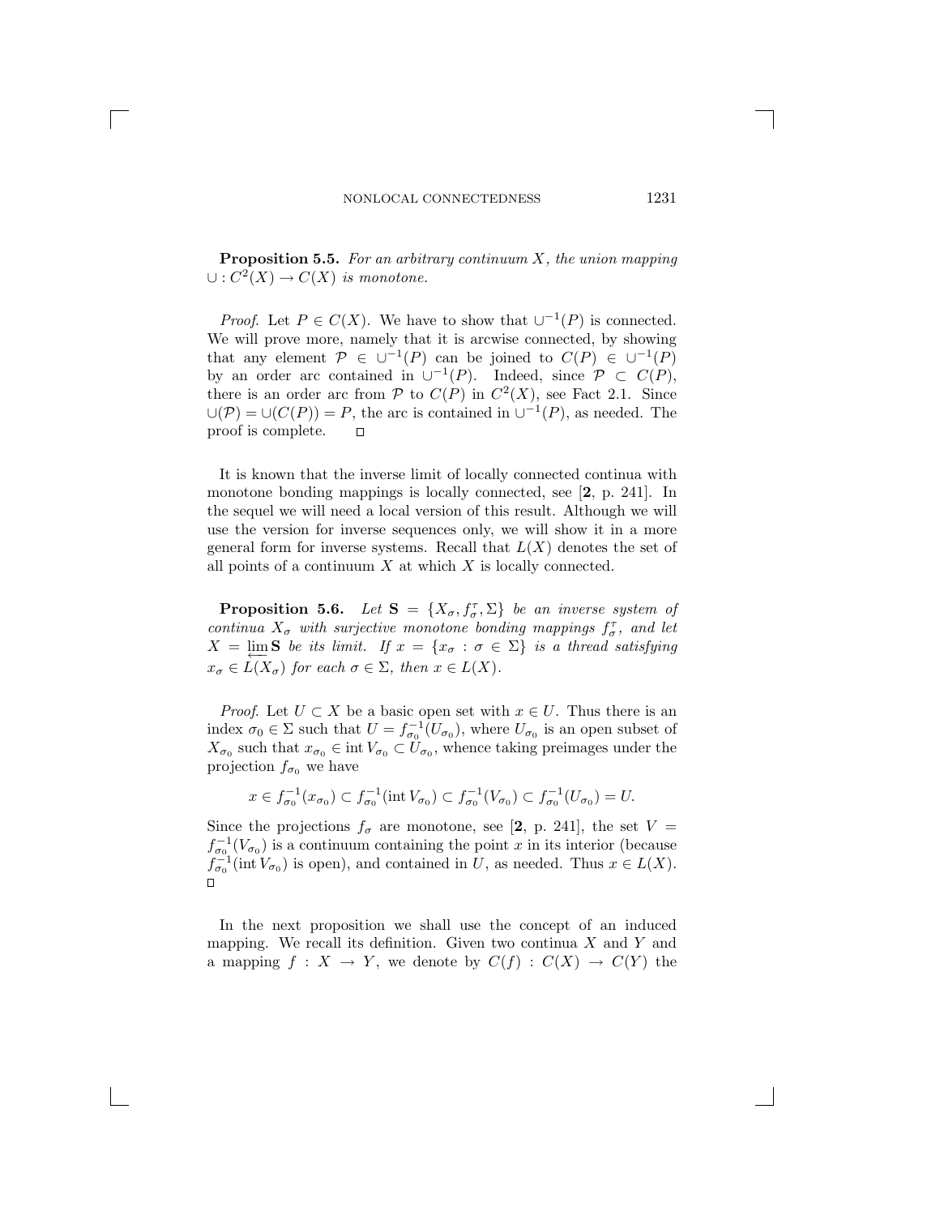**Proposition 5.5.** *For an arbitrary continuum $X$, the union mapping $\cup : C^2(X) \to C(X)$ is monotone.*

*Proof.* Let $P \in C(X)$. We have to show that $\cup^{-1}(P)$ is connected. We will prove more, namely that it is arcwise connected, by showing that any element $\mathcal{P} \in \cup^{-1}(P)$ can be joined to $C(P) \in \cup^{-1}(P)$ by an order arc contained in $\cup^{-1}(P)$. Indeed, since $\mathcal{P} \subset C(P)$, there is an order arc from $\mathcal{P}$ to $C(P)$ in $C^2(X)$, see Fact 2.1. Since $\cup(\mathcal{P}) = \cup(C(P)) = P$, the arc is contained in $\cup^{-1}(P)$, as needed. The proof is complete. $\square$

It is known that the inverse limit of locally connected continua with monotone bonding mappings is locally connected, see [**2**, p. 241]. In the sequel we will need a local version of this result. Although we will use the version for inverse sequences only, we will show it in a more general form for inverse systems. Recall that $L(X)$ denotes the set of all points of a continuum $X$ at which $X$ is locally connected.

**Proposition 5.6.** *Let $\mathbf{S} = \{X_\sigma, f_\sigma^\tau, \Sigma\}$ be an inverse system of continua $X_\sigma$ with surjective monotone bonding mappings $f_\sigma^\tau$, and let $X = \varprojlim \mathbf{S}$ be its limit. If $x = \{x_\sigma : \sigma \in \Sigma\}$ is a thread satisfying $x_\sigma \in L(X_\sigma)$ for each $\sigma \in \Sigma$, then $x \in L(X)$.*

*Proof.* Let $U \subset X$ be a basic open set with $x \in U$. Thus there is an index $\sigma_0 \in \Sigma$ such that $U = f_{\sigma_0}^{-1}(U_{\sigma_0})$, where $U_{\sigma_0}$ is an open subset of $X_{\sigma_0}$ such that $x_{\sigma_0} \in \operatorname{int} V_{\sigma_0} \subset U_{\sigma_0}$, whence taking preimages under the projection $f_{\sigma_0}$ we have

$$x \in f_{\sigma_0}^{-1}(x_{\sigma_0}) \subset f_{\sigma_0}^{-1}(\operatorname{int} V_{\sigma_0}) \subset f_{\sigma_0}^{-1}(V_{\sigma_0}) \subset f_{\sigma_0}^{-1}(U_{\sigma_0}) = U.$$

Since the projections $f_\sigma$ are monotone, see [**2**, p. 241], the set $V = f_{\sigma_0}^{-1}(V_{\sigma_0})$ is a continuum containing the point $x$ in its interior (because $f_{\sigma_0}^{-1}(\operatorname{int} V_{\sigma_0})$ is open), and contained in $U$, as needed. Thus $x \in L(X)$. $\square$

In the next proposition we shall use the concept of an induced mapping. We recall its definition. Given two continua $X$ and $Y$ and a mapping $f : X \to Y$, we denote by $C(f) : C(X) \to C(Y)$ the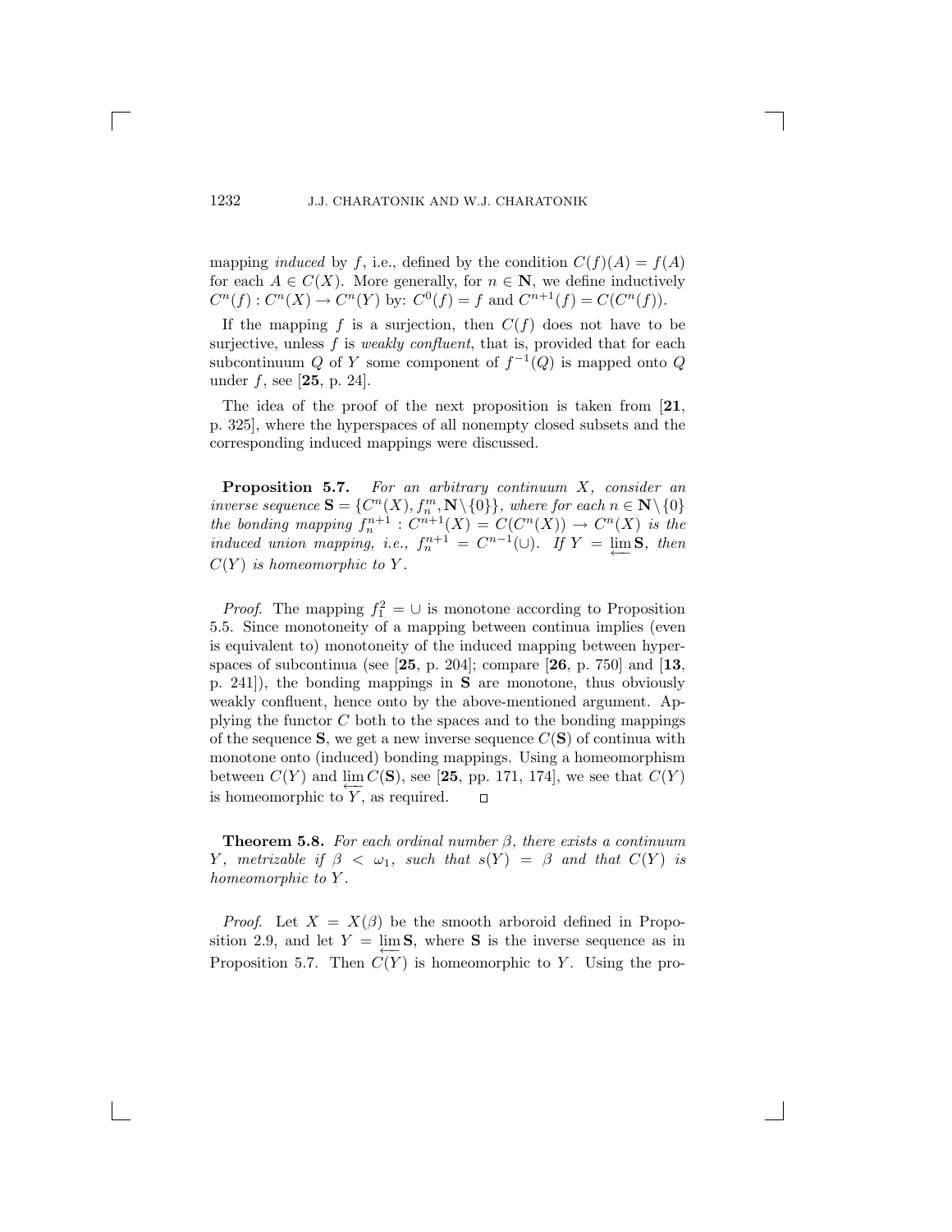mapping *induced* by $f$, i.e., defined by the condition $C(f)(A) = f(A)$ for each $A \in C(X)$. More generally, for $n \in \mathbf{N}$, we define inductively $C^n(f) : C^n(X) \to C^n(Y)$ by: $C^0(f) = f$ and $C^{n+1}(f) = C(C^n(f))$.

If the mapping $f$ is a surjection, then $C(f)$ does not have to be surjective, unless $f$ is *weakly confluent*, that is, provided that for each subcontinuum $Q$ of $Y$ some component of $f^{-1}(Q)$ is mapped onto $Q$ under $f$, see [**25**, p. 24].

The idea of the proof of the next proposition is taken from [**21**, p. 325], where the hyperspaces of all nonempty closed subsets and the corresponding induced mappings were discussed.

**Proposition 5.7.** *For an arbitrary continuum $X$, consider an inverse sequence $\mathbf{S} = \{C^n(X), f_n^m, \mathbf{N}\setminus\{0\}\}$, where for each $n \in \mathbf{N}\setminus\{0\}$ the bonding mapping $f_n^{n+1} : C^{n+1}(X) = C(C^n(X)) \to C^n(X)$ is the induced union mapping, i.e., $f_n^{n+1} = C^{n-1}(\cup)$. If $Y = \varprojlim \mathbf{S}$, then $C(Y)$ is homeomorphic to $Y$.*

*Proof*. The mapping $f_1^2 = \cup$ is monotone according to Proposition 5.5. Since monotoneity of a mapping between continua implies (even is equivalent to) monotoneity of the induced mapping between hyperspaces of subcontinua (see [**25**, p. 204]; compare [**26**, p. 750] and [**13**, p. 241]), the bonding mappings in $\mathbf{S}$ are monotone, thus obviously weakly confluent, hence onto by the above-mentioned argument. Applying the functor $C$ both to the spaces and to the bonding mappings of the sequence $\mathbf{S}$, we get a new inverse sequence $C(\mathbf{S})$ of continua with monotone onto (induced) bonding mappings. Using a homeomorphism between $C(Y)$ and $\varprojlim C(\mathbf{S})$, see [**25**, pp. 171, 174], we see that $C(Y)$ is homeomorphic to $Y$, as required. □

**Theorem 5.8.** *For each ordinal number $\beta$, there exists a continuum $Y$, metrizable if $\beta < \omega_1$, such that $s(Y) = \beta$ and that $C(Y)$ is homeomorphic to $Y$.*

*Proof*. Let $X = X(\beta)$ be the smooth arboroid defined in Proposition 2.9, and let $Y = \varprojlim \mathbf{S}$, where $\mathbf{S}$ is the inverse sequence as in Proposition 5.7. Then $C(Y)$ is homeomorphic to $Y$. Using the pro-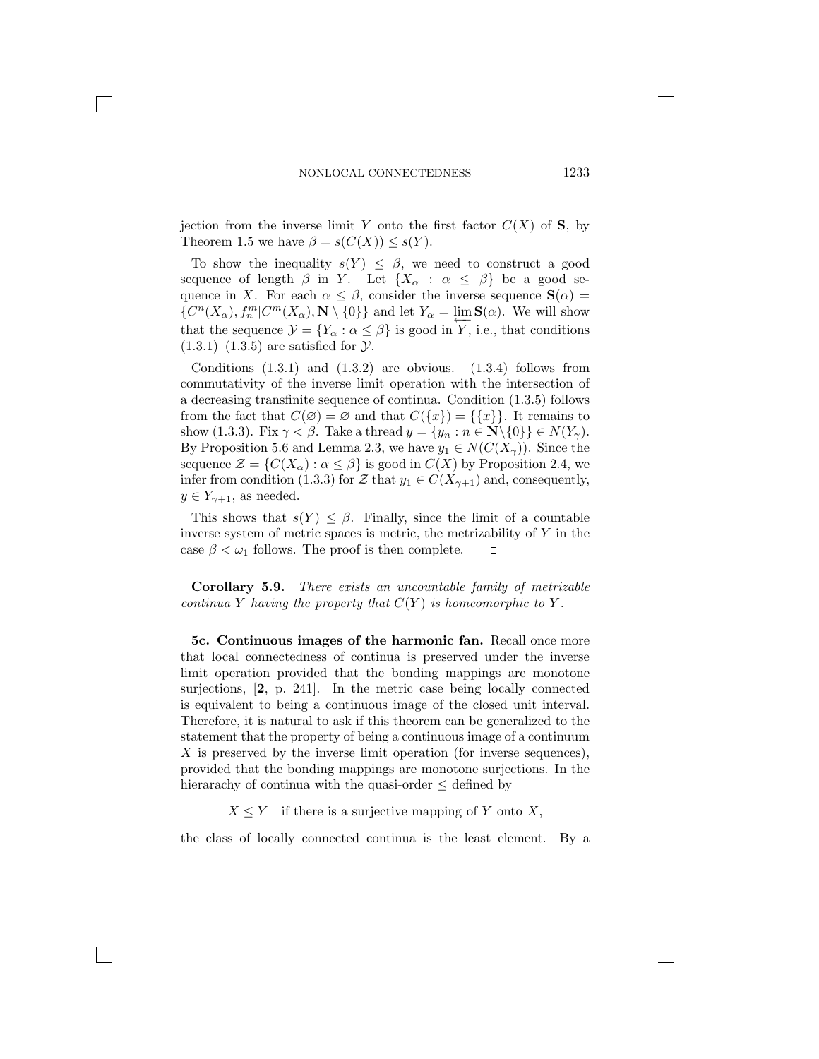jection from the inverse limit $Y$ onto the first factor $C(X)$ of $\mathbf{S}$, by Theorem 1.5 we have $\beta = s(C(X)) \leq s(Y)$.

To show the inequality $s(Y) \leq \beta$, we need to construct a good sequence of length $\beta$ in $Y$. Let $\{X_\alpha : \alpha \leq \beta\}$ be a good sequence in $X$. For each $\alpha \leq \beta$, consider the inverse sequence $\mathbf{S}(\alpha) = \{C^n(X_\alpha), f_n^m | C^m(X_\alpha), \mathbf{N} \setminus \{0\}\}$ and let $Y_\alpha = \varprojlim \mathbf{S}(\alpha)$. We will show that the sequence $\mathcal{Y} = \{Y_\alpha : \alpha \leq \beta\}$ is good in $Y$, i.e., that conditions (1.3.1)–(1.3.5) are satisfied for $\mathcal{Y}$.

Conditions (1.3.1) and (1.3.2) are obvious. (1.3.4) follows from commutativity of the inverse limit operation with the intersection of a decreasing transfinite sequence of continua. Condition (1.3.5) follows from the fact that $C(\varnothing) = \varnothing$ and that $C(\{x\}) = \{\{x\}\}$. It remains to show (1.3.3). Fix $\gamma < \beta$. Take a thread $y = \{y_n : n \in \mathbf{N} \setminus \{0\}\} \in N(Y_\gamma)$. By Proposition 5.6 and Lemma 2.3, we have $y_1 \in N(C(X_\gamma))$. Since the sequence $\mathcal{Z} = \{C(X_\alpha) : \alpha \leq \beta\}$ is good in $C(X)$ by Proposition 2.4, we infer from condition (1.3.3) for $\mathcal{Z}$ that $y_1 \in C(X_{\gamma+1})$ and, consequently, $y \in Y_{\gamma+1}$, as needed.

This shows that $s(Y) \leq \beta$. Finally, since the limit of a countable inverse system of metric spaces is metric, the metrizability of $Y$ in the case $\beta < \omega_1$ follows. The proof is then complete. $\square$

**Corollary 5.9.** *There exists an uncountable family of metrizable continua $Y$ having the property that $C(Y)$ is homeomorphic to $Y$.*

**5c. Continuous images of the harmonic fan.** Recall once more that local connectedness of continua is preserved under the inverse limit operation provided that the bonding mappings are monotone surjections, [**2**, p. 241]. In the metric case being locally connected is equivalent to being a continuous image of the closed unit interval. Therefore, it is natural to ask if this theorem can be generalized to the statement that the property of being a continuous image of a continuum $X$ is preserved by the inverse limit operation (for inverse sequences), provided that the bonding mappings are monotone surjections. In the hierarachy of continua with the quasi-order $\leq$ defined by

$$X \leq Y \quad \text{if there is a surjective mapping of } Y \text{ onto } X,$$

the class of locally connected continua is the least element. By a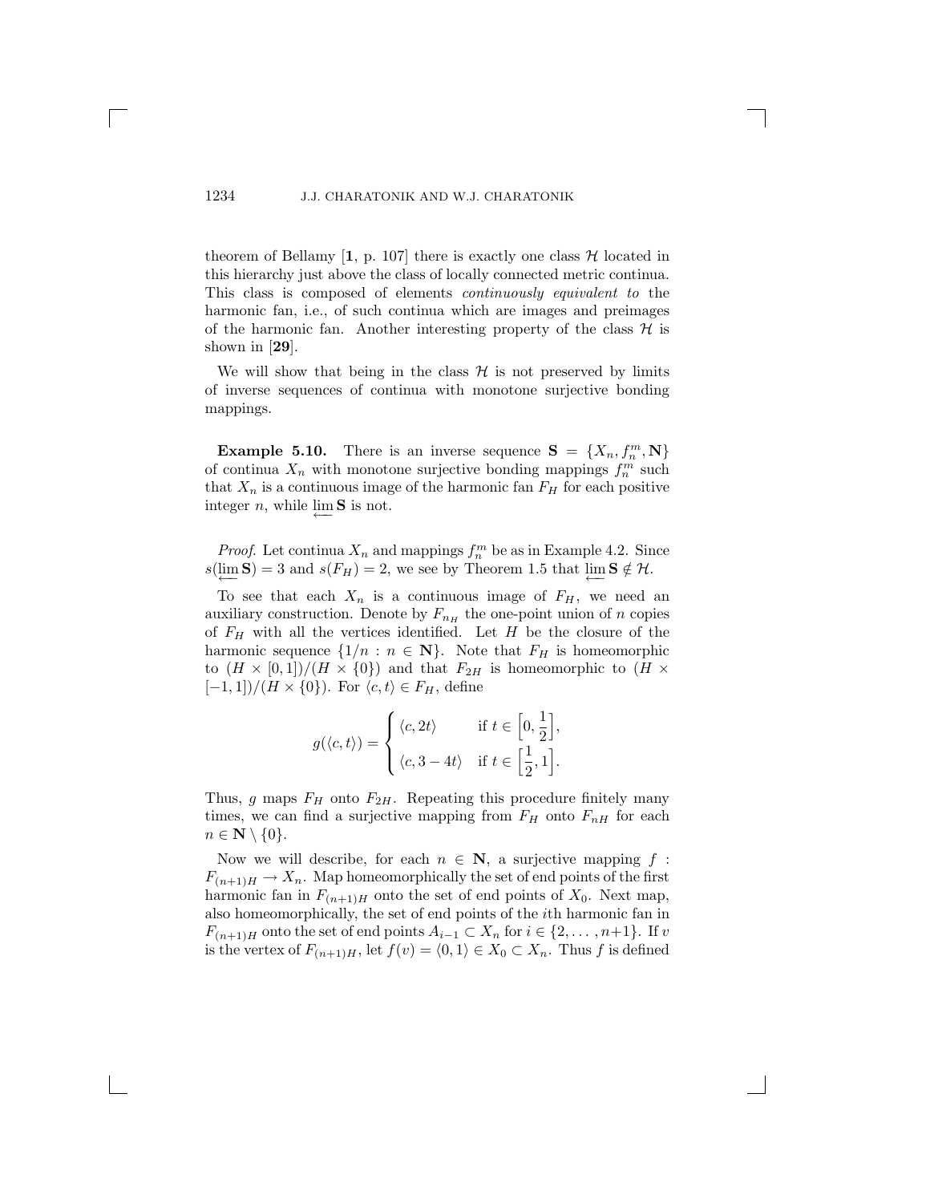theorem of Bellamy [**1**, p. 107] there is exactly one class $\mathcal{H}$ located in this hierarchy just above the class of locally connected metric continua. This class is composed of elements *continuously equivalent to* the harmonic fan, i.e., of such continua which are images and preimages of the harmonic fan. Another interesting property of the class $\mathcal{H}$ is shown in [**29**].

We will show that being in the class $\mathcal{H}$ is not preserved by limits of inverse sequences of continua with monotone surjective bonding mappings.

**Example 5.10.** There is an inverse sequence $\mathbf{S} = \{X_n, f_n^m, \mathbf{N}\}$ of continua $X_n$ with monotone surjective bonding mappings $f_n^m$ such that $X_n$ is a continuous image of the harmonic fan $F_H$ for each positive integer $n$, while $\varprojlim \mathbf{S}$ is not.

*Proof*. Let continua $X_n$ and mappings $f_n^m$ be as in Example 4.2. Since $s(\varprojlim \mathbf{S}) = 3$ and $s(F_H) = 2$, we see by Theorem 1.5 that $\varprojlim \mathbf{S} \notin \mathcal{H}$.

To see that each $X_n$ is a continuous image of $F_H$, we need an auxiliary construction. Denote by $F_{n_H}$ the one-point union of $n$ copies of $F_H$ with all the vertices identified. Let $H$ be the closure of the harmonic sequence $\{1/n : n \in \mathbf{N}\}$. Note that $F_H$ is homeomorphic to $(H \times [0,1])/(H \times \{0\})$ and that $F_{2H}$ is homeomorphic to $(H \times [-1,1])/(H \times \{0\})$. For $\langle c, t\rangle \in F_H$, define

$$g(\langle c, t\rangle) = \begin{cases} \langle c, 2t\rangle & \text{if } t \in \Big[0, \dfrac{1}{2}\Big], \\ \langle c, 3-4t\rangle & \text{if } t \in \Big[\dfrac{1}{2}, 1\Big]. \end{cases}$$

Thus, $g$ maps $F_H$ onto $F_{2H}$. Repeating this procedure finitely many times, we can find a surjective mapping from $F_H$ onto $F_{nH}$ for each $n \in \mathbf{N} \setminus \{0\}$.

Now we will describe, for each $n \in \mathbf{N}$, a surjective mapping $f : F_{(n+1)H} \to X_n$. Map homeomorphically the set of end points of the first harmonic fan in $F_{(n+1)H}$ onto the set of end points of $X_0$. Next map, also homeomorphically, the set of end points of the $i$th harmonic fan in $F_{(n+1)H}$ onto the set of end points $A_{i-1} \subset X_n$ for $i \in \{2, \ldots, n+1\}$. If $v$ is the vertex of $F_{(n+1)H}$, let $f(v) = \langle 0, 1\rangle \in X_0 \subset X_n$. Thus $f$ is defined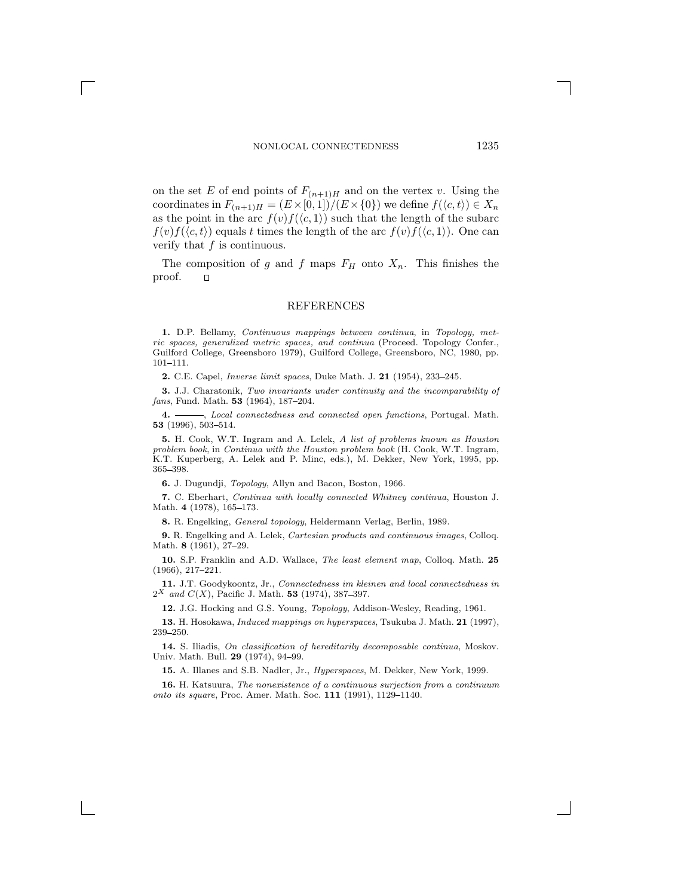on the set $E$ of end points of $F_{(n+1)H}$ and on the vertex $v$. Using the coordinates in $F_{(n+1)H} = (E \times [0,1])/(E \times \{0\})$ we define $f(\langle c, t\rangle) \in X_n$ as the point in the arc $f(v)f(\langle c, 1\rangle)$ such that the length of the subarc $f(v)f(\langle c, t\rangle)$ equals $t$ times the length of the arc $f(v)f(\langle c, 1\rangle)$. One can verify that $f$ is continuous.

The composition of $g$ and $f$ maps $F_H$ onto $X_n$. This finishes the proof. $\square$

## REFERENCES

**1.** D.P. Bellamy, *Continuous mappings between continua*, in *Topology, metric spaces, generalized metric spaces, and continua* (Proceed. Topology Confer., Guilford College, Greensboro 1979), Guilford College, Greensboro, NC, 1980, pp. 101–111.

**2.** C.E. Capel, *Inverse limit spaces*, Duke Math. J. **21** (1954), 233–245.

**3.** J.J. Charatonik, *Two invariants under continuity and the incomparability of fans*, Fund. Math. **53** (1964), 187–204.

**4.** ———, *Local connectedness and connected open functions*, Portugal. Math. **53** (1996), 503–514.

**5.** H. Cook, W.T. Ingram and A. Lelek, *A list of problems known as Houston problem book*, in *Continua with the Houston problem book* (H. Cook, W.T. Ingram, K.T. Kuperberg, A. Lelek and P. Minc, eds.), M. Dekker, New York, 1995, pp. 365–398.

**6.** J. Dugundji, *Topology*, Allyn and Bacon, Boston, 1966.

**7.** C. Eberhart, *Continua with locally connected Whitney continua*, Houston J. Math. **4** (1978), 165–173.

**8.** R. Engelking, *General topology*, Heldermann Verlag, Berlin, 1989.

**9.** R. Engelking and A. Lelek, *Cartesian products and continuous images*, Colloq. Math. **8** (1961), 27–29.

**10.** S.P. Franklin and A.D. Wallace, *The least element map*, Colloq. Math. **25** (1966), 217–221.

**11.** J.T. Goodykoontz, Jr., *Connectedness im kleinen and local connectedness in* $2^X$ *and* $C(X)$, Pacific J. Math. **53** (1974), 387–397.

**12.** J.G. Hocking and G.S. Young, *Topology*, Addison-Wesley, Reading, 1961.

**13.** H. Hosokawa, *Induced mappings on hyperspaces*, Tsukuba J. Math. **21** (1997), 239–250.

**14.** S. Iliadis, *On classification of hereditarily decomposable continua*, Moskov. Univ. Math. Bull. **29** (1974), 94–99.

**15.** A. Illanes and S.B. Nadler, Jr., *Hyperspaces*, M. Dekker, New York, 1999.

**16.** H. Katsuura, *The nonexistence of a continuous surjection from a continuum onto its square*, Proc. Amer. Math. Soc. **111** (1991), 1129–1140.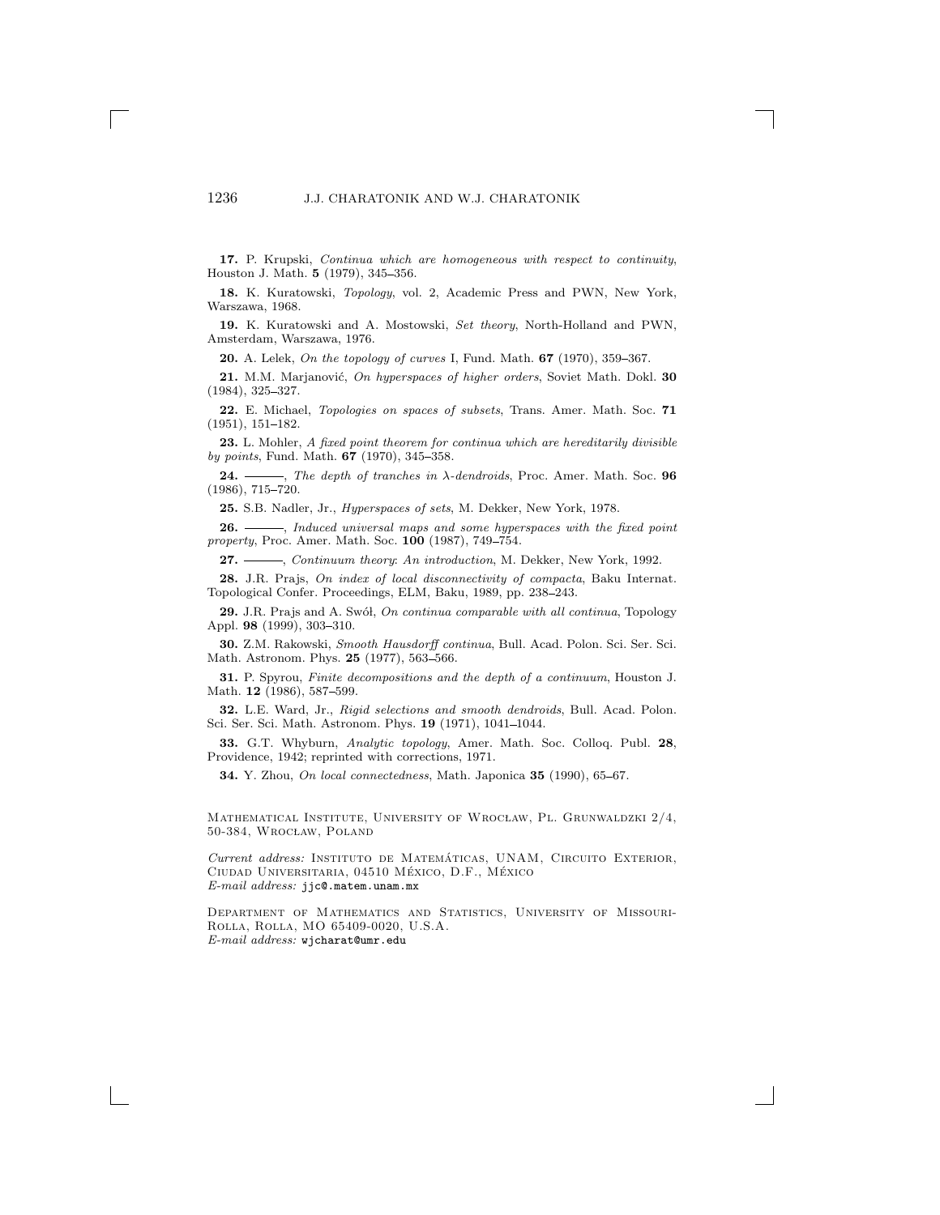**17.** P. Krupski, *Continua which are homogeneous with respect to continuity*, Houston J. Math. **5** (1979), 345–356.

**18.** K. Kuratowski, *Topology*, vol. 2, Academic Press and PWN, New York, Warszawa, 1968.

**19.** K. Kuratowski and A. Mostowski, *Set theory*, North-Holland and PWN, Amsterdam, Warszawa, 1976.

**20.** A. Lelek, *On the topology of curves* I, Fund. Math. **67** (1970), 359–367.

**21.** M.M. Marjanović, *On hyperspaces of higher orders*, Soviet Math. Dokl. **30** (1984), 325–327.

**22.** E. Michael, *Topologies on spaces of subsets*, Trans. Amer. Math. Soc. **71** (1951), 151–182.

**23.** L. Mohler, *A fixed point theorem for continua which are hereditarily divisible by points*, Fund. Math. **67** (1970), 345–358.

**24.** ———, *The depth of tranches in $\lambda$-dendroids*, Proc. Amer. Math. Soc. **96** (1986), 715–720.

**25.** S.B. Nadler, Jr., *Hyperspaces of sets*, M. Dekker, New York, 1978.

**26.** ———, *Induced universal maps and some hyperspaces with the fixed point property*, Proc. Amer. Math. Soc. **100** (1987), 749–754.

**27.** ———, *Continuum theory: An introduction*, M. Dekker, New York, 1992.

**28.** J.R. Prajs, *On index of local disconnectivity of compacta*, Baku Internat. Topological Confer. Proceedings, ELM, Baku, 1989, pp. 238–243.

**29.** J.R. Prajs and A. Swół, *On continua comparable with all continua*, Topology Appl. **98** (1999), 303–310.

**30.** Z.M. Rakowski, *Smooth Hausdorff continua*, Bull. Acad. Polon. Sci. Ser. Sci. Math. Astronom. Phys. **25** (1977), 563–566.

**31.** P. Spyrou, *Finite decompositions and the depth of a continuum*, Houston J. Math. **12** (1986), 587–599.

**32.** L.E. Ward, Jr., *Rigid selections and smooth dendroids*, Bull. Acad. Polon. Sci. Ser. Sci. Math. Astronom. Phys. **19** (1971), 1041–1044.

**33.** G.T. Whyburn, *Analytic topology*, Amer. Math. Soc. Colloq. Publ. **28**, Providence, 1942; reprinted with corrections, 1971.

**34.** Y. Zhou, *On local connectedness*, Math. Japonica **35** (1990), 65–67.

Mathematical Institute, University of Wrocław, Pl. Grunwaldzki 2/4, 50-384, Wrocław, Poland

*Current address:* Instituto de Matemáticas, UNAM, Circuito Exterior, Ciudad Universitaria, 04510 México, D.F., México
*E-mail address:* jjc@.matem.unam.mx

Department of Mathematics and Statistics, University of Missouri-Rolla, Rolla, MO 65409-0020, U.S.A.
*E-mail address:* wjcharat@umr.edu